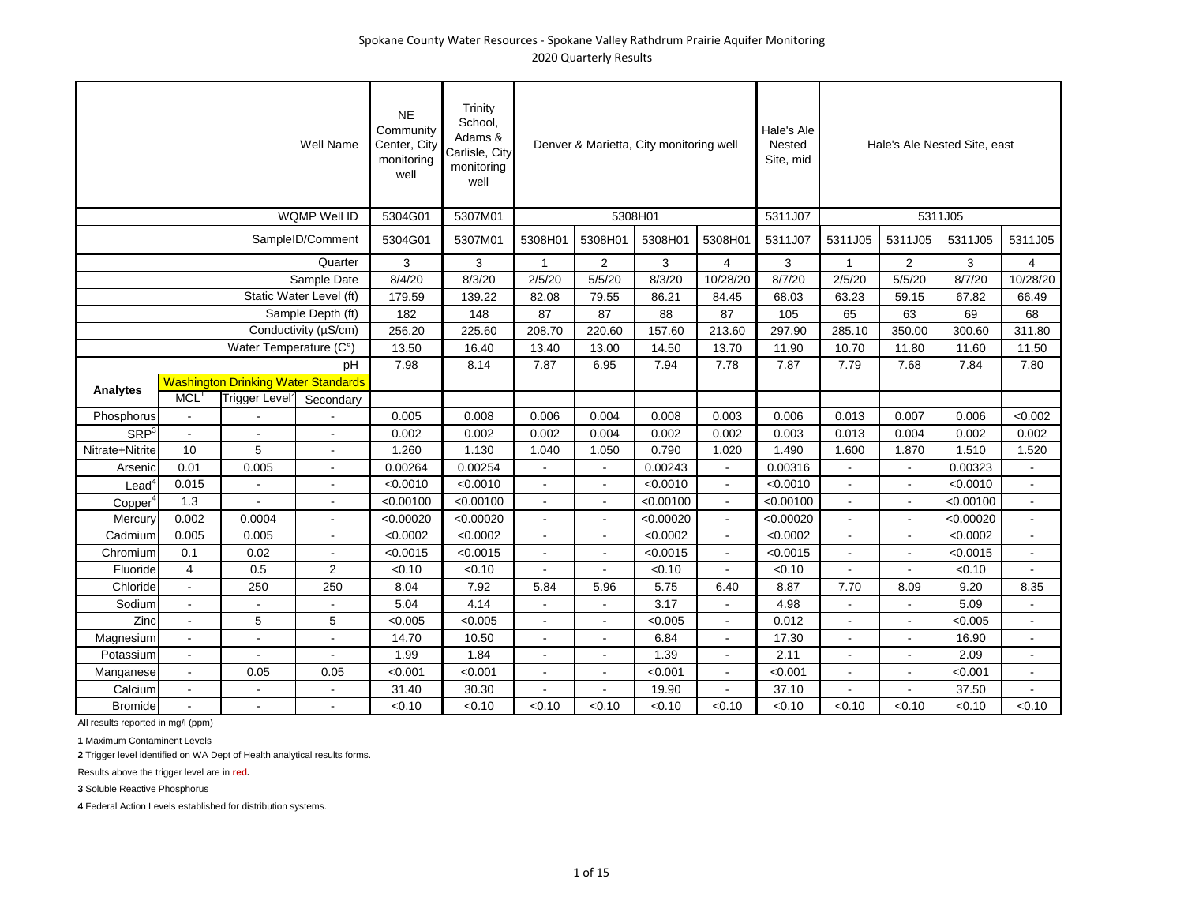# Spokane County Water Resources - Spokane Valley Rathdrum Prairie Aquifer Monitoring
## 2020 Quarterly Results

| | | | Well Name | NE Community Center, City monitoring well | Trinity School, Adams & Carlisle, City monitoring well | Denver & Marietta, City monitoring well | | | | Hale's Ale Nested Site, mid | Hale's Ale Nested Site, east | | | |
|---|---|---|---|---|---|---|---|---|---|---|---|---|---|---|
| | | | WQMP Well ID | 5304G01 | 5307M01 | 5308H01 | | | | 5311J07 | 5311J05 | | | |
| | | | SampleID/Comment | 5304G01 | 5307M01 | 5308H01 | 5308H01 | 5308H01 | 5308H01 | 5311J07 | 5311J05 | 5311J05 | 5311J05 | 5311J05 |
| | | | Quarter | 3 | 3 | 1 | 2 | 3 | 4 | 3 | 1 | 2 | 3 | 4 |
| | | | Sample Date | 8/4/20 | 8/3/20 | 2/5/20 | 5/5/20 | 8/3/20 | 10/28/20 | 8/7/20 | 2/5/20 | 5/5/20 | 8/7/20 | 10/28/20 |
| | | | Static Water Level (ft) | 179.59 | 139.22 | 82.08 | 79.55 | 86.21 | 84.45 | 68.03 | 63.23 | 59.15 | 67.82 | 66.49 |
| | | | Sample Depth (ft) | 182 | 148 | 87 | 87 | 88 | 87 | 105 | 65 | 63 | 69 | 68 |
| | | | Conductivity (µS/cm) | 256.20 | 225.60 | 208.70 | 220.60 | 157.60 | 213.60 | 297.90 | 285.10 | 350.00 | 300.60 | 311.80 |
| | | | Water Temperature (C°) | 13.50 | 16.40 | 13.40 | 13.00 | 14.50 | 13.70 | 11.90 | 10.70 | 11.80 | 11.60 | 11.50 |
| | | | pH | 7.98 | 8.14 | 7.87 | 6.95 | 7.94 | 7.78 | 7.87 | 7.79 | 7.68 | 7.84 | 7.80 |
| Analytes | Washington Drinking Water Standards | | | | | | | | | | | | | |
| | MCL[1] | Trigger Level[2] | Secondary | | | | | | | | | | | |
| Phosphorus | - | - | - | 0.005 | 0.008 | 0.006 | 0.004 | 0.008 | 0.003 | 0.006 | 0.013 | 0.007 | 0.006 | <0.002 |
| SRP[3] | - | - | - | 0.002 | 0.002 | 0.002 | 0.004 | 0.002 | 0.002 | 0.003 | 0.013 | 0.004 | 0.002 | 0.002 |
| Nitrate+Nitrite | 10 | 5 | - | 1.260 | 1.130 | 1.040 | 1.050 | 0.790 | 1.020 | 1.490 | 1.600 | 1.870 | 1.510 | 1.520 |
| Arsenic | 0.01 | 0.005 | - | 0.00264 | 0.00254 | - | - | 0.00243 | - | 0.00316 | - | - | 0.00323 | - |
| Lead[4] | 0.015 | - | - | <0.0010 | <0.0010 | - | - | <0.0010 | - | <0.0010 | - | - | <0.0010 | - |
| Copper[4] | 1.3 | - | - | <0.00100 | <0.00100 | - | - | <0.00100 | - | <0.00100 | - | - | <0.00100 | - |
| Mercury | 0.002 | 0.0004 | - | <0.00020 | <0.00020 | - | - | <0.00020 | - | <0.00020 | - | - | <0.00020 | - |
| Cadmium | 0.005 | 0.005 | - | <0.0002 | <0.0002 | - | - | <0.0002 | - | <0.0002 | - | - | <0.0002 | - |
| Chromium | 0.1 | 0.02 | - | <0.0015 | <0.0015 | - | - | <0.0015 | - | <0.0015 | - | - | <0.0015 | - |
| Fluoride | 4 | 0.5 | 2 | <0.10 | <0.10 | - | - | <0.10 | - | <0.10 | - | - | <0.10 | - |
| Chloride | - | 250 | 250 | 8.04 | 7.92 | 5.84 | 5.96 | 5.75 | 6.40 | 8.87 | 7.70 | 8.09 | 9.20 | 8.35 |
| Sodium | - | - | - | 5.04 | 4.14 | - | - | 3.17 | - | 4.98 | - | - | 5.09 | - |
| Zinc | - | 5 | 5 | <0.005 | <0.005 | - | - | <0.005 | - | 0.012 | - | - | <0.005 | - |
| Magnesium | - | - | - | 14.70 | 10.50 | - | - | 6.84 | - | 17.30 | - | - | 16.90 | - |
| Potassium | - | - | - | 1.99 | 1.84 | - | - | 1.39 | - | 2.11 | - | - | 2.09 | - |
| Manganese | - | 0.05 | 0.05 | <0.001 | <0.001 | - | - | <0.001 | - | <0.001 | - | - | <0.001 | - |
| Calcium | - | - | - | 31.40 | 30.30 | - | - | 19.90 | - | 37.10 | - | - | 37.50 | - |
| Bromide | - | - | - | <0.10 | <0.10 | <0.10 | <0.10 | <0.10 | <0.10 | <0.10 | <0.10 | <0.10 | <0.10 | <0.10 |

All results reported in mg/l (ppm)

**1** Maximum Contaminent Levels

**2** Trigger level identified on WA Dept of Health analytical results forms.

Results above the trigger level are in **red.**

**3** Soluble Reactive Phosphorus

**4** Federal Action Levels established for distribution systems.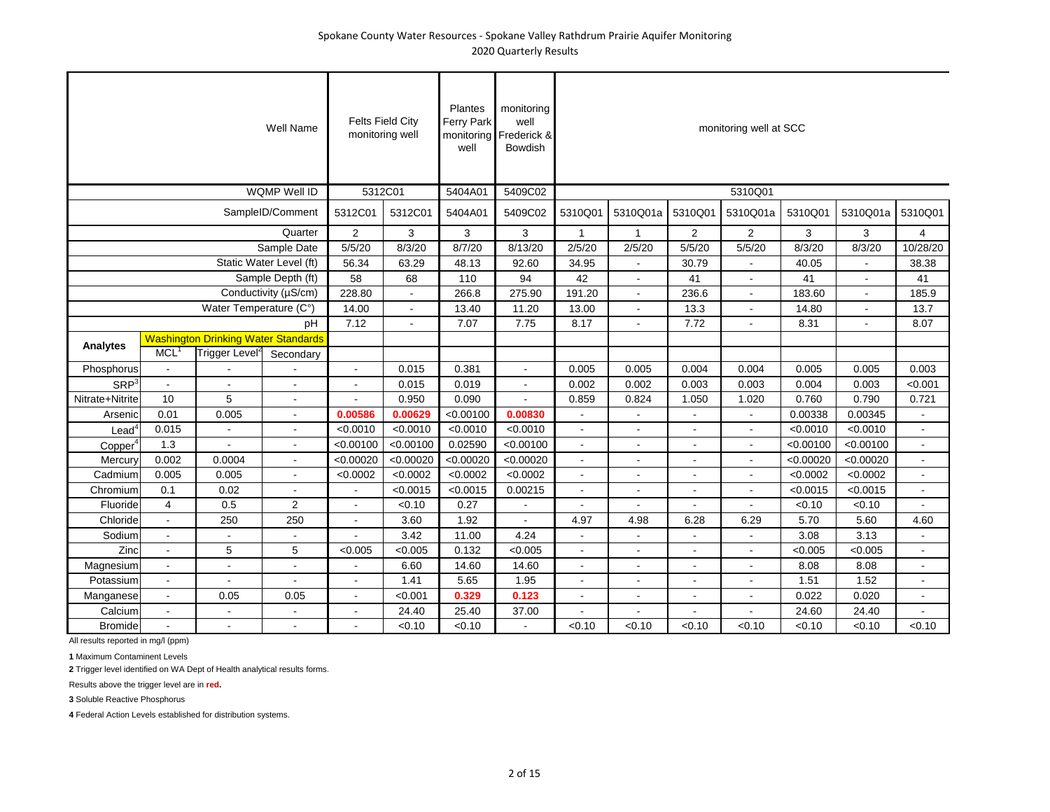Spokane County Water Resources - Spokane Valley Rathdrum Prairie Aquifer Monitoring

2020 Quarterly Results

| | | | Well Name | Felts Field City monitoring well | | Plantes Ferry Park monitoring well | monitoring well Frederick & Bowdish | monitoring well at SCC | | | | | | |
|---|---|---|---|---|---|---|---|---|---|---|---|---|---|---|
| | | | WQMP Well ID | 5312C01 | | 5404A01 | 5409C02 | 5310Q01 | | | | | | |
| | | | SampleID/Comment | 5312C01 | 5312C01 | 5404A01 | 5409C02 | 5310Q01 | 5310Q01a | 5310Q01 | 5310Q01a | 5310Q01 | 5310Q01a | 5310Q01 |
| | | | Quarter | 2 | 3 | 3 | 3 | 1 | 1 | 2 | 2 | 3 | 3 | 4 |
| | | | Sample Date | 5/5/20 | 8/3/20 | 8/7/20 | 8/13/20 | 2/5/20 | 2/5/20 | 5/5/20 | 5/5/20 | 8/3/20 | 8/3/20 | 10/28/20 |
| | | | Static Water Level (ft) | 56.34 | 63.29 | 48.13 | 92.60 | 34.95 | - | 30.79 | - | 40.05 | - | 38.38 |
| | | | Sample Depth (ft) | 58 | 68 | 110 | 94 | 42 | - | 41 | - | 41 | - | 41 |
| | | | Conductivity (µS/cm) | 228.80 | - | 266.8 | 275.90 | 191.20 | - | 236.6 | - | 183.60 | - | 185.9 |
| | | | Water Temperature (C°) | 14.00 | - | 13.40 | 11.20 | 13.00 | - | 13.3 | - | 14.80 | - | 13.7 |
| | | | pH | 7.12 | - | 7.07 | 7.75 | 8.17 | - | 7.72 | - | 8.31 | - | 8.07 |
| Analytes | Washington Drinking Water Standards | | | | | | | | | | | | | |
| | MCL[1] | Trigger Level[2] | Secondary | | | | | | | | | | | |
| Phosphorus | - | - | - | - | 0.015 | 0.381 | - | 0.005 | 0.005 | 0.004 | 0.004 | 0.005 | 0.005 | 0.003 |
| SRP[3] | - | - | - | - | 0.015 | 0.019 | - | 0.002 | 0.002 | 0.003 | 0.003 | 0.004 | 0.003 | <0.001 |
| Nitrate+Nitrite | 10 | 5 | - | - | 0.950 | 0.090 | - | 0.859 | 0.824 | 1.050 | 1.020 | 0.760 | 0.790 | 0.721 |
| Arsenic | 0.01 | 0.005 | - | **0.00586** | **0.00629** | <0.00100 | **0.00830** | - | - | - | - | 0.00338 | 0.00345 | - |
| Lead[4] | 0.015 | - | - | <0.0010 | <0.0010 | <0.0010 | <0.0010 | - | - | - | - | <0.0010 | <0.0010 | - |
| Copper[4] | 1.3 | - | - | <0.00100 | <0.00100 | 0.02590 | <0.00100 | - | - | - | - | <0.00100 | <0.00100 | - |
| Mercury | 0.002 | 0.0004 | - | <0.00020 | <0.00020 | <0.00020 | <0.00020 | - | - | - | - | <0.00020 | <0.00020 | - |
| Cadmium | 0.005 | 0.005 | - | <0.0002 | <0.0002 | <0.0002 | <0.0002 | - | - | - | - | <0.0002 | <0.0002 | - |
| Chromium | 0.1 | 0.02 | - | - | <0.0015 | <0.0015 | 0.00215 | - | - | - | - | <0.0015 | <0.0015 | - |
| Fluoride | 4 | 0.5 | 2 | - | <0.10 | 0.27 | - | - | - | - | - | <0.10 | <0.10 | - |
| Chloride | - | 250 | 250 | - | 3.60 | 1.92 | - | 4.97 | 4.98 | 6.28 | 6.29 | 5.70 | 5.60 | 4.60 |
| Sodium | - | - | - | - | 3.42 | 11.00 | 4.24 | - | - | - | - | 3.08 | 3.13 | - |
| Zinc | - | 5 | 5 | <0.005 | <0.005 | 0.132 | <0.005 | - | - | - | - | <0.005 | <0.005 | - |
| Magnesium | - | - | - | - | 6.60 | 14.60 | 14.60 | - | - | - | - | 8.08 | 8.08 | - |
| Potassium | - | - | - | - | 1.41 | 5.65 | 1.95 | - | - | - | - | 1.51 | 1.52 | - |
| Manganese | - | 0.05 | 0.05 | - | <0.001 | **0.329** | **0.123** | - | - | - | - | 0.022 | 0.020 | - |
| Calcium | - | - | - | - | 24.40 | 25.40 | 37.00 | - | - | - | - | 24.60 | 24.40 | - |
| Bromide | - | - | - | - | <0.10 | <0.10 | - | <0.10 | <0.10 | <0.10 | <0.10 | <0.10 | <0.10 | <0.10 |

All results reported in mg/l (ppm)

**1** Maximum Contaminent Levels

**2** Trigger level identified on WA Dept of Health analytical results forms.

Results above the trigger level are in **red.**

**3** Soluble Reactive Phosphorus

**4** Federal Action Levels established for distribution systems.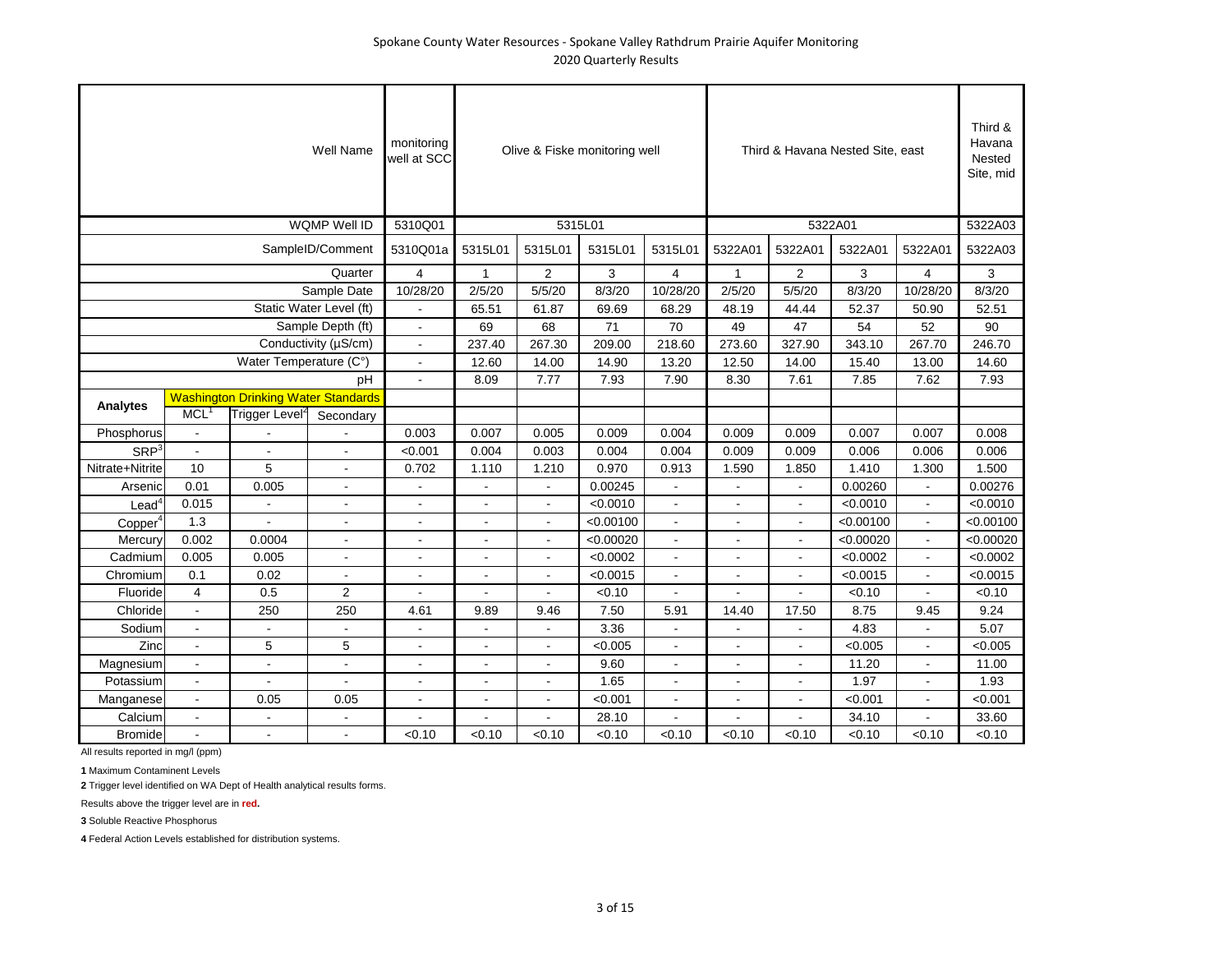Spokane County Water Resources - Spokane Valley Rathdrum Prairie Aquifer Monitoring
2020 Quarterly Results

| | | | Well Name | monitoring well at SCC | Olive & Fiske monitoring well | | | | Third & Havana Nested Site, east | | | | Third & Havana Nested Site, mid |
|---|---|---|---|---|---|---|---|---|---|---|---|---|---|
| | | | WQMP Well ID | 5310Q01 | 5315L01 | | | | 5322A01 | | | | 5322A03 |
| | | | SampleID/Comment | 5310Q01a | 5315L01 | 5315L01 | 5315L01 | 5315L01 | 5322A01 | 5322A01 | 5322A01 | 5322A01 | 5322A03 |
| | | | Quarter | 4 | 1 | 2 | 3 | 4 | 1 | 2 | 3 | 4 | 3 |
| | | | Sample Date | 10/28/20 | 2/5/20 | 5/5/20 | 8/3/20 | 10/28/20 | 2/5/20 | 5/5/20 | 8/3/20 | 10/28/20 | 8/3/20 |
| | | | Static Water Level (ft) | - | 65.51 | 61.87 | 69.69 | 68.29 | 48.19 | 44.44 | 52.37 | 50.90 | 52.51 |
| | | | Sample Depth (ft) | - | 69 | 68 | 71 | 70 | 49 | 47 | 54 | 52 | 90 |
| | | | Conductivity (µS/cm) | - | 237.40 | 267.30 | 209.00 | 218.60 | 273.60 | 327.90 | 343.10 | 267.70 | 246.70 |
| | | | Water Temperature (C°) | - | 12.60 | 14.00 | 14.90 | 13.20 | 12.50 | 14.00 | 15.40 | 13.00 | 14.60 |
| | | | pH | - | 8.09 | 7.77 | 7.93 | 7.90 | 8.30 | 7.61 | 7.85 | 7.62 | 7.93 |
| **Analytes** | Washington Drinking Water Standards | | | | | | | | | | | | |
| | MCL[1] | Trigger Level[2] | Secondary | | | | | | | | | | |
| Phosphorus | - | - | - | 0.003 | 0.007 | 0.005 | 0.009 | 0.004 | 0.009 | 0.009 | 0.007 | 0.007 | 0.008 |
| SRP[3] | - | - | - | <0.001 | 0.004 | 0.003 | 0.004 | 0.004 | 0.009 | 0.009 | 0.006 | 0.006 | 0.006 |
| Nitrate+Nitrite | 10 | 5 | - | 0.702 | 1.110 | 1.210 | 0.970 | 0.913 | 1.590 | 1.850 | 1.410 | 1.300 | 1.500 |
| Arsenic | 0.01 | 0.005 | - | - | - | - | 0.00245 | - | - | - | 0.00260 | - | 0.00276 |
| Lead[4] | 0.015 | - | - | - | - | - | <0.0010 | - | - | - | <0.0010 | - | <0.0010 |
| Copper[4] | 1.3 | - | - | - | - | - | <0.00100 | - | - | - | <0.00100 | - | <0.00100 |
| Mercury | 0.002 | 0.0004 | - | - | - | - | <0.00020 | - | - | - | <0.00020 | - | <0.00020 |
| Cadmium | 0.005 | 0.005 | - | - | - | - | <0.0002 | - | - | - | <0.0002 | - | <0.0002 |
| Chromium | 0.1 | 0.02 | - | - | - | - | <0.0015 | - | - | - | <0.0015 | - | <0.0015 |
| Fluoride | 4 | 0.5 | 2 | - | - | - | <0.10 | - | - | - | <0.10 | - | <0.10 |
| Chloride | - | 250 | 250 | 4.61 | 9.89 | 9.46 | 7.50 | 5.91 | 14.40 | 17.50 | 8.75 | 9.45 | 9.24 |
| Sodium | - | - | - | - | - | - | 3.36 | - | - | - | 4.83 | - | 5.07 |
| Zinc | - | 5 | 5 | - | - | - | <0.005 | - | - | - | <0.005 | - | <0.005 |
| Magnesium | - | - | - | - | - | - | 9.60 | - | - | - | 11.20 | - | 11.00 |
| Potassium | - | - | - | - | - | - | 1.65 | - | - | - | 1.97 | - | 1.93 |
| Manganese | - | 0.05 | 0.05 | - | - | - | <0.001 | - | - | - | <0.001 | - | <0.001 |
| Calcium | - | - | - | - | - | - | 28.10 | - | - | - | 34.10 | - | 33.60 |
| Bromide | - | - | - | <0.10 | <0.10 | <0.10 | <0.10 | <0.10 | <0.10 | <0.10 | <0.10 | <0.10 | <0.10 |

All results reported in mg/l (ppm)

**1** Maximum Contaminent Levels

**2** Trigger level identified on WA Dept of Health analytical results forms.

Results above the trigger level are in **red.**

**3** Soluble Reactive Phosphorus

**4** Federal Action Levels established for distribution systems.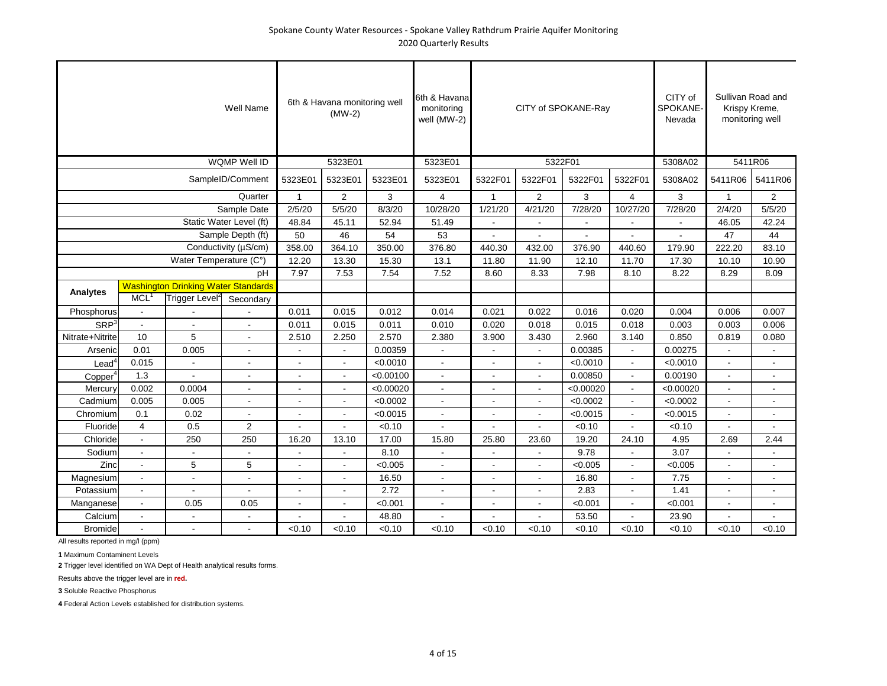# Spokane County Water Resources - Spokane Valley Rathdrum Prairie Aquifer Monitoring

## 2020 Quarterly Results

| | | | Well Name | 6th & Havana monitoring well (MW-2) | | | 6th & Havana monitoring well (MW-2) | CITY of SPOKANE-Ray | | | | CITY of SPOKANE-Nevada | Sullivan Road and Krispy Kreme, monitoring well | |
|---|---|---|---|---|---|---|---|---|---|---|---|---|---|---|
| | | | WQMP Well ID | 5323E01 | | | 5323E01 | 5322F01 | | | | 5308A02 | 5411R06 | |
| | | | SampleID/Comment | 5323E01 | 5323E01 | 5323E01 | 5323E01 | 5322F01 | 5322F01 | 5322F01 | 5322F01 | 5308A02 | 5411R06 | 5411R06 |
| | | | Quarter | 1 | 2 | 3 | 4 | 1 | 2 | 3 | 4 | 3 | 1 | 2 |
| | | | Sample Date | 2/5/20 | 5/5/20 | 8/3/20 | 10/28/20 | 1/21/20 | 4/21/20 | 7/28/20 | 10/27/20 | 7/28/20 | 2/4/20 | 5/5/20 |
| | | | Static Water Level (ft) | 48.84 | 45.11 | 52.94 | 51.49 | - | - | - | - | - | 46.05 | 42.24 |
| | | | Sample Depth (ft) | 50 | 46 | 54 | 53 | - | - | - | - | - | 47 | 44 |
| | | | Conductivity (µS/cm) | 358.00 | 364.10 | 350.00 | 376.80 | 440.30 | 432.00 | 376.90 | 440.60 | 179.90 | 222.20 | 83.10 |
| | | | Water Temperature (C°) | 12.20 | 13.30 | 15.30 | 13.1 | 11.80 | 11.90 | 12.10 | 11.70 | 17.30 | 10.10 | 10.90 |
| | | | pH | 7.97 | 7.53 | 7.54 | 7.52 | 8.60 | 8.33 | 7.98 | 8.10 | 8.22 | 8.29 | 8.09 |
| **Analytes** | Washington Drinking Water Standards | | | | | | | | | | | | | |
| | MCL[1] | Trigger Level[2] | Secondary | | | | | | | | | | | |
| Phosphorus | - | - | - | 0.011 | 0.015 | 0.012 | 0.014 | 0.021 | 0.022 | 0.016 | 0.020 | 0.004 | 0.006 | 0.007 |
| SRP[3] | - | - | - | 0.011 | 0.015 | 0.011 | 0.010 | 0.020 | 0.018 | 0.015 | 0.018 | 0.003 | 0.003 | 0.006 |
| Nitrate+Nitrite | 10 | 5 | - | 2.510 | 2.250 | 2.570 | 2.380 | 3.900 | 3.430 | 2.960 | 3.140 | 0.850 | 0.819 | 0.080 |
| Arsenic | 0.01 | 0.005 | - | - | - | 0.00359 | - | - | - | 0.00385 | - | 0.00275 | - | - |
| Lead[4] | 0.015 | - | - | - | - | <0.0010 | - | - | - | <0.0010 | - | <0.0010 | - | - |
| Copper[4] | 1.3 | - | - | - | - | <0.00100 | - | - | - | 0.00850 | - | 0.00190 | - | - |
| Mercury | 0.002 | 0.0004 | - | - | - | <0.00020 | - | - | - | <0.00020 | - | <0.00020 | - | - |
| Cadmium | 0.005 | 0.005 | - | - | - | <0.0002 | - | - | - | <0.0002 | - | <0.0002 | - | - |
| Chromium | 0.1 | 0.02 | - | - | - | <0.0015 | - | - | - | <0.0015 | - | <0.0015 | - | - |
| Fluoride | 4 | 0.5 | 2 | - | - | <0.10 | - | - | - | <0.10 | - | <0.10 | - | - |
| Chloride | - | 250 | 250 | 16.20 | 13.10 | 17.00 | 15.80 | 25.80 | 23.60 | 19.20 | 24.10 | 4.95 | 2.69 | 2.44 |
| Sodium | - | - | - | - | - | 8.10 | - | - | - | 9.78 | - | 3.07 | - | - |
| Zinc | - | 5 | 5 | - | - | <0.005 | - | - | - | <0.005 | - | <0.005 | - | - |
| Magnesium | - | - | - | - | - | 16.50 | - | - | - | 16.80 | - | 7.75 | - | - |
| Potassium | - | - | - | - | - | 2.72 | - | - | - | 2.83 | - | 1.41 | - | - |
| Manganese | - | 0.05 | 0.05 | - | - | <0.001 | - | - | - | <0.001 | - | <0.001 | - | - |
| Calcium | - | - | - | - | - | 48.80 | - | - | - | 53.50 | - | 23.90 | - | - |
| Bromide | - | - | - | <0.10 | <0.10 | <0.10 | <0.10 | <0.10 | <0.10 | <0.10 | <0.10 | <0.10 | <0.10 | <0.10 |

All results reported in mg/l (ppm)

**1** Maximum Contaminent Levels

**2** Trigger level identified on WA Dept of Health analytical results forms.

Results above the trigger level are in **red.**

**3** Soluble Reactive Phosphorus

**4** Federal Action Levels established for distribution systems.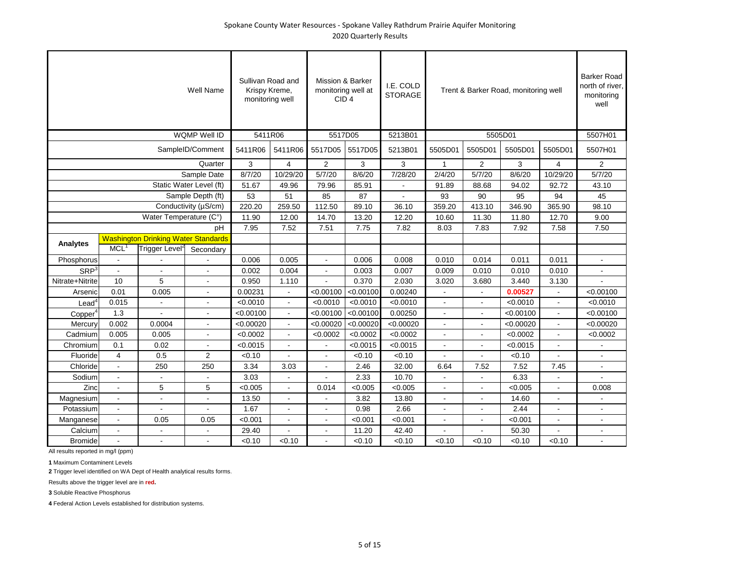# Spokane County Water Resources - Spokane Valley Rathdrum Prairie Aquifer Monitoring

## 2020 Quarterly Results

| | | | Well Name | Sullivan Road and Krispy Kreme, monitoring well | | Mission & Barker monitoring well at CID 4 | | I.E. COLD STORAGE | Trent & Barker Road, monitoring well | | | | Barker Road north of river, monitoring well |
|---|---|---|---|---|---|---|---|---|---|---|---|---|---|
| | | | WQMP Well ID | 5411R06 | | 5517D05 | | 5213B01 | 5505D01 | | | | 5507H01 |
| | | | SampleID/Comment | 5411R06 | 5411R06 | 5517D05 | 5517D05 | 5213B01 | 5505D01 | 5505D01 | 5505D01 | 5505D01 | 5507H01 |
| | | | Quarter | 3 | 4 | 2 | 3 | 3 | 1 | 2 | 3 | 4 | 2 |
| | | | Sample Date | 8/7/20 | 10/29/20 | 5/7/20 | 8/6/20 | 7/28/20 | 2/4/20 | 5/7/20 | 8/6/20 | 10/29/20 | 5/7/20 |
| | | | Static Water Level (ft) | 51.67 | 49.96 | 79.96 | 85.91 | - | 91.89 | 88.68 | 94.02 | 92.72 | 43.10 |
| | | | Sample Depth (ft) | 53 | 51 | 85 | 87 | - | 93 | 90 | 95 | 94 | 45 |
| | | | Conductivity (µS/cm) | 220.20 | 259.50 | 112.50 | 89.10 | 36.10 | 359.20 | 413.10 | 346.90 | 365.90 | 98.10 |
| | | | Water Temperature (C°) | 11.90 | 12.00 | 14.70 | 13.20 | 12.20 | 10.60 | 11.30 | 11.80 | 12.70 | 9.00 |
| | | | pH | 7.95 | 7.52 | 7.51 | 7.75 | 7.82 | 8.03 | 7.83 | 7.92 | 7.58 | 7.50 |
| **Analytes** | Washington Drinking Water Standards | | | | | | | | | | | | |
| | MCL[1] | Trigger Level[2] | Secondary | | | | | | | | | | |
| Phosphorus | - | - | - | 0.006 | 0.005 | - | 0.006 | 0.008 | 0.010 | 0.014 | 0.011 | 0.011 | - |
| SRP[3] | - | - | - | 0.002 | 0.004 | - | 0.003 | 0.007 | 0.009 | 0.010 | 0.010 | 0.010 | - |
| Nitrate+Nitrite | 10 | 5 | - | 0.950 | 1.110 | - | 0.370 | 2.030 | 3.020 | 3.680 | 3.440 | 3.130 | - |
| Arsenic | 0.01 | 0.005 | - | 0.00231 | - | <0.00100 | <0.00100 | 0.00240 | - | - | **0.00527** | - | <0.00100 |
| Lead[4] | 0.015 | - | - | <0.0010 | - | <0.0010 | <0.0010 | <0.0010 | - | - | <0.0010 | - | <0.0010 |
| Copper[4] | 1.3 | - | - | <0.00100 | - | <0.00100 | <0.00100 | 0.00250 | - | - | <0.00100 | - | <0.00100 |
| Mercury | 0.002 | 0.0004 | - | <0.00020 | - | <0.00020 | <0.00020 | <0.00020 | - | - | <0.00020 | - | <0.00020 |
| Cadmium | 0.005 | 0.005 | - | <0.0002 | - | <0.0002 | <0.0002 | <0.0002 | - | - | <0.0002 | - | <0.0002 |
| Chromium | 0.1 | 0.02 | - | <0.0015 | - | - | <0.0015 | <0.0015 | - | - | <0.0015 | - | - |
| Fluoride | 4 | 0.5 | 2 | <0.10 | - | - | <0.10 | <0.10 | - | - | <0.10 | - | - |
| Chloride | - | 250 | 250 | 3.34 | 3.03 | - | 2.46 | 32.00 | 6.64 | 7.52 | 7.52 | 7.45 | - |
| Sodium | - | - | - | 3.03 | - | - | 2.33 | 10.70 | - | - | 6.33 | - | - |
| Zinc | - | 5 | 5 | <0.005 | - | 0.014 | <0.005 | <0.005 | - | - | <0.005 | - | 0.008 |
| Magnesium | - | - | - | 13.50 | - | - | 3.82 | 13.80 | - | - | 14.60 | - | - |
| Potassium | - | - | - | 1.67 | - | - | 0.98 | 2.66 | - | - | 2.44 | - | - |
| Manganese | - | 0.05 | 0.05 | <0.001 | - | - | <0.001 | <0.001 | - | - | <0.001 | - | - |
| Calcium | - | - | - | 29.40 | - | - | 11.20 | 42.40 | - | - | 50.30 | - | - |
| Bromide | - | - | - | <0.10 | <0.10 | - | <0.10 | <0.10 | <0.10 | <0.10 | <0.10 | <0.10 | - |

All results reported in mg/l (ppm)

**1** Maximum Contaminent Levels

**2** Trigger level identified on WA Dept of Health analytical results forms.

Results above the trigger level are in **red.**

**3** Soluble Reactive Phosphorus

**4** Federal Action Levels established for distribution systems.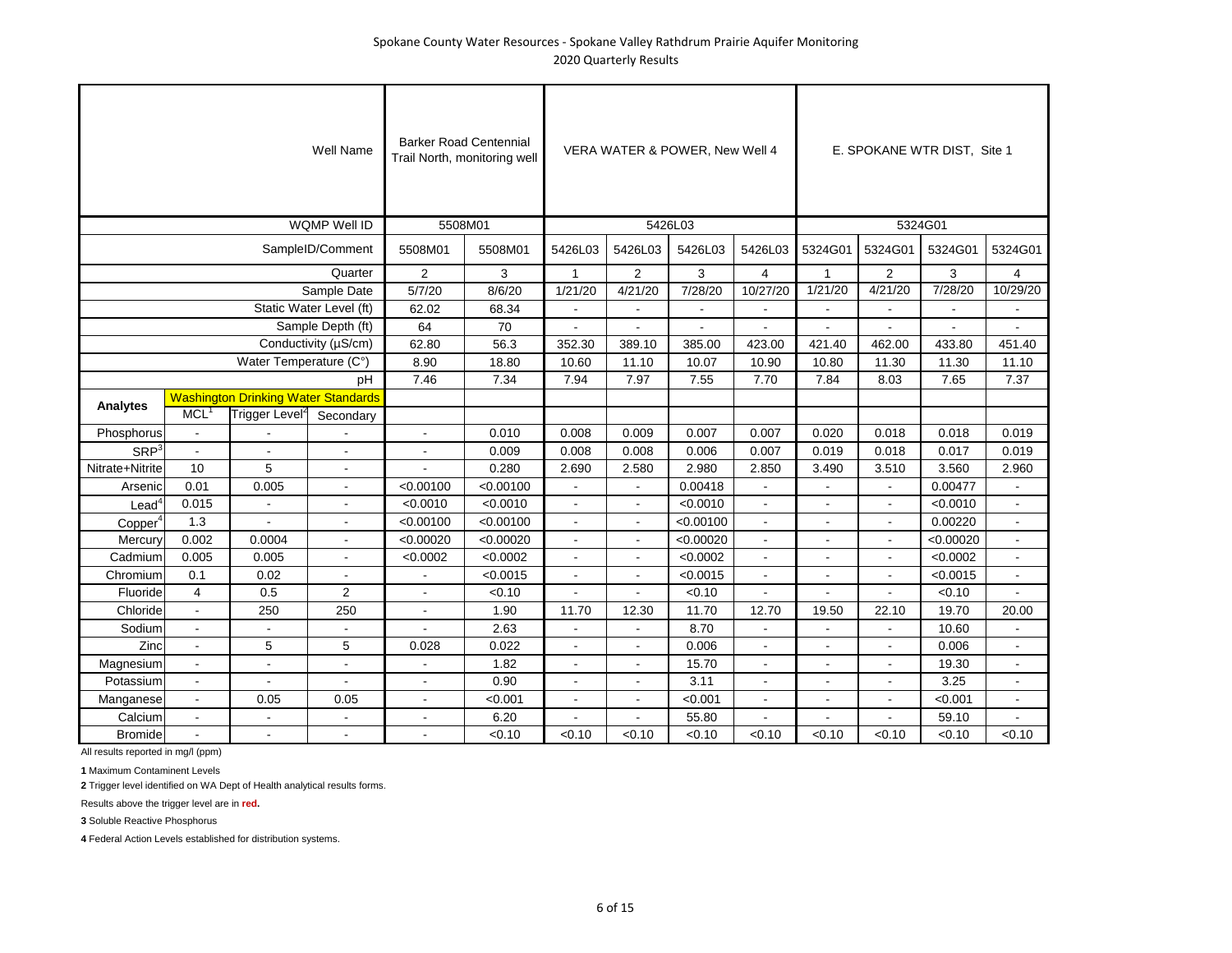Spokane County Water Resources - Spokane Valley Rathdrum Prairie Aquifer Monitoring
2020 Quarterly Results

| | | | Well Name | Barker Road Centennial Trail North, monitoring well | | VERA WATER & POWER, New Well 4 | | | | E. SPOKANE WTR DIST, Site 1 | | | |
|---|---|---|---|---|---|---|---|---|---|---|---|---|---|
| | | | WQMP Well ID | 5508M01 | | 5426L03 | | | | 5324G01 | | | |
| | | | SampleID/Comment | 5508M01 | 5508M01 | 5426L03 | 5426L03 | 5426L03 | 5426L03 | 5324G01 | 5324G01 | 5324G01 | 5324G01 |
| | | | Quarter | 2 | 3 | 1 | 2 | 3 | 4 | 1 | 2 | 3 | 4 |
| | | | Sample Date | 5/7/20 | 8/6/20 | 1/21/20 | 4/21/20 | 7/28/20 | 10/27/20 | 1/21/20 | 4/21/20 | 7/28/20 | 10/29/20 |
| | | | Static Water Level (ft) | 62.02 | 68.34 | - | - | - | - | - | - | - | - |
| | | | Sample Depth (ft) | 64 | 70 | - | - | - | - | - | - | - | - |
| | | | Conductivity (µS/cm) | 62.80 | 56.3 | 352.30 | 389.10 | 385.00 | 423.00 | 421.40 | 462.00 | 433.80 | 451.40 |
| | | | Water Temperature (C°) | 8.90 | 18.80 | 10.60 | 11.10 | 10.07 | 10.90 | 10.80 | 11.30 | 11.30 | 11.10 |
| | | | pH | 7.46 | 7.34 | 7.94 | 7.97 | 7.55 | 7.70 | 7.84 | 8.03 | 7.65 | 7.37 |
| **Analytes** | Washington Drinking Water Standards | | | | | | | | | | | | |
| | MCL[1] | Trigger Level[2] | Secondary | | | | | | | | | | |
| Phosphorus | - | - | - | - | 0.010 | 0.008 | 0.009 | 0.007 | 0.007 | 0.020 | 0.018 | 0.018 | 0.019 |
| SRP[3] | - | - | - | - | 0.009 | 0.008 | 0.008 | 0.006 | 0.007 | 0.019 | 0.018 | 0.017 | 0.019 |
| Nitrate+Nitrite | 10 | 5 | - | - | 0.280 | 2.690 | 2.580 | 2.980 | 2.850 | 3.490 | 3.510 | 3.560 | 2.960 |
| Arsenic | 0.01 | 0.005 | - | <0.00100 | <0.00100 | - | - | 0.00418 | - | - | - | 0.00477 | - |
| Lead[4] | 0.015 | - | - | <0.0010 | <0.0010 | - | - | <0.0010 | - | - | - | <0.0010 | - |
| Copper[4] | 1.3 | - | - | <0.00100 | <0.00100 | - | - | <0.00100 | - | - | - | 0.00220 | - |
| Mercury | 0.002 | 0.0004 | - | <0.00020 | <0.00020 | - | - | <0.00020 | - | - | - | <0.00020 | - |
| Cadmium | 0.005 | 0.005 | - | <0.0002 | <0.0002 | - | - | <0.0002 | - | - | - | <0.0002 | - |
| Chromium | 0.1 | 0.02 | - | - | <0.0015 | - | - | <0.0015 | - | - | - | <0.0015 | - |
| Fluoride | 4 | 0.5 | 2 | - | <0.10 | - | - | <0.10 | - | - | - | <0.10 | - |
| Chloride | - | 250 | 250 | - | 1.90 | 11.70 | 12.30 | 11.70 | 12.70 | 19.50 | 22.10 | 19.70 | 20.00 |
| Sodium | - | - | - | - | 2.63 | - | - | 8.70 | - | - | - | 10.60 | - |
| Zinc | - | 5 | 5 | 0.028 | 0.022 | - | - | 0.006 | - | - | - | 0.006 | - |
| Magnesium | - | - | - | - | 1.82 | - | - | 15.70 | - | - | - | 19.30 | - |
| Potassium | - | - | - | - | 0.90 | - | - | 3.11 | - | - | - | 3.25 | - |
| Manganese | - | 0.05 | 0.05 | - | <0.001 | - | - | <0.001 | - | - | - | <0.001 | - |
| Calcium | - | - | - | - | 6.20 | - | - | 55.80 | - | - | - | 59.10 | - |
| Bromide | - | - | - | - | <0.10 | <0.10 | <0.10 | <0.10 | <0.10 | <0.10 | <0.10 | <0.10 | <0.10 |

All results reported in mg/l (ppm)

**1** Maximum Contaminent Levels

**2** Trigger level identified on WA Dept of Health analytical results forms.

Results above the trigger level are in **red.**

**3** Soluble Reactive Phosphorus

**4** Federal Action Levels established for distribution systems.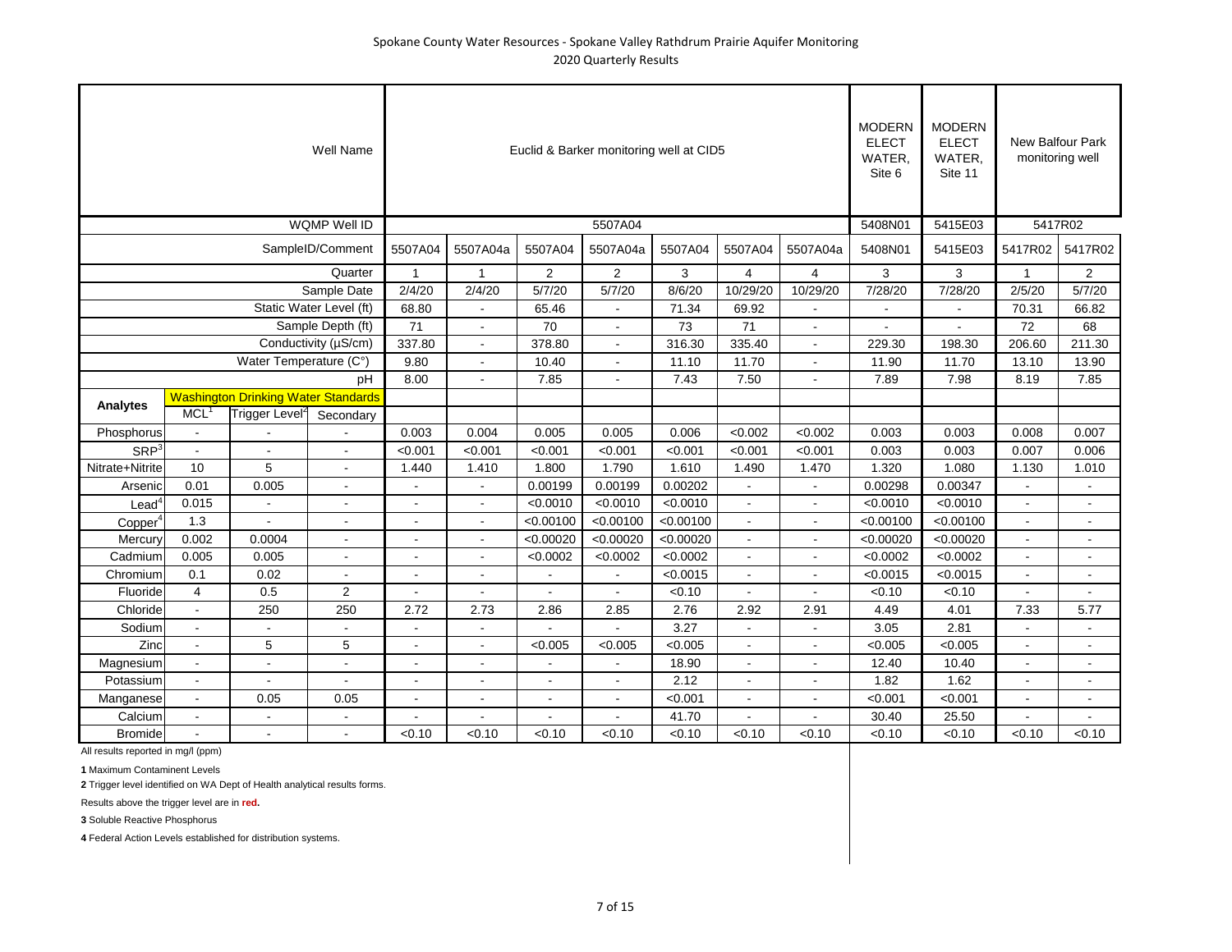# Spokane County Water Resources - Spokane Valley Rathdrum Prairie Aquifer Monitoring
## 2020 Quarterly Results

| | | | Well Name | Euclid & Barker monitoring well at CID5 | | | | | | | MODERN ELECT WATER, Site 6 | MODERN ELECT WATER, Site 11 | New Balfour Park monitoring well | |
|---|---|---|---|---|---|---|---|---|---|---|---|---|---|---|
| | | | WQMP Well ID | 5507A04 | | | | | | | 5408N01 | 5415E03 | 5417R02 | |
| | | | SampleID/Comment | 5507A04 | 5507A04a | 5507A04 | 5507A04a | 5507A04 | 5507A04 | 5507A04a | 5408N01 | 5415E03 | 5417R02 | 5417R02 |
| | | | Quarter | 1 | 1 | 2 | 2 | 3 | 4 | 4 | 3 | 3 | 1 | 2 |
| | | | Sample Date | 2/4/20 | 2/4/20 | 5/7/20 | 5/7/20 | 8/6/20 | 10/29/20 | 10/29/20 | 7/28/20 | 7/28/20 | 2/5/20 | 5/7/20 |
| | | | Static Water Level (ft) | 68.80 | - | 65.46 | - | 71.34 | 69.92 | - | - | - | 70.31 | 66.82 |
| | | | Sample Depth (ft) | 71 | - | 70 | - | 73 | 71 | - | - | - | 72 | 68 |
| | | | Conductivity (µS/cm) | 337.80 | - | 378.80 | - | 316.30 | 335.40 | - | 229.30 | 198.30 | 206.60 | 211.30 |
| | | | Water Temperature (C°) | 9.80 | - | 10.40 | - | 11.10 | 11.70 | - | 11.90 | 11.70 | 13.10 | 13.90 |
| | | | pH | 8.00 | - | 7.85 | - | 7.43 | 7.50 | - | 7.89 | 7.98 | 8.19 | 7.85 |
| **Analytes** | Washington Drinking Water Standards | | | | | | | | | | | | | |
| | MCL[1] | Trigger Level[2] | Secondary | | | | | | | | | | | |
| Phosphorus | - | - | - | 0.003 | 0.004 | 0.005 | 0.005 | 0.006 | <0.002 | <0.002 | 0.003 | 0.003 | 0.008 | 0.007 |
| SRP[3] | - | - | - | <0.001 | <0.001 | <0.001 | <0.001 | <0.001 | <0.001 | <0.001 | 0.003 | 0.003 | 0.007 | 0.006 |
| Nitrate+Nitrite | 10 | 5 | - | 1.440 | 1.410 | 1.800 | 1.790 | 1.610 | 1.490 | 1.470 | 1.320 | 1.080 | 1.130 | 1.010 |
| Arsenic | 0.01 | 0.005 | - | - | - | 0.00199 | 0.00199 | 0.00202 | - | - | 0.00298 | 0.00347 | - | - |
| Lead[4] | 0.015 | - | - | - | - | <0.0010 | <0.0010 | <0.0010 | - | - | <0.0010 | <0.0010 | - | - |
| Copper[4] | 1.3 | - | - | - | - | <0.00100 | <0.00100 | <0.00100 | - | - | <0.00100 | <0.00100 | - | - |
| Mercury | 0.002 | 0.0004 | - | - | - | <0.00020 | <0.00020 | <0.00020 | - | - | <0.00020 | <0.00020 | - | - |
| Cadmium | 0.005 | 0.005 | - | - | - | <0.0002 | <0.0002 | <0.0002 | - | - | <0.0002 | <0.0002 | - | - |
| Chromium | 0.1 | 0.02 | - | - | - | - | - | <0.0015 | - | - | <0.0015 | <0.0015 | - | - |
| Fluoride | 4 | 0.5 | 2 | - | - | - | - | <0.10 | - | - | <0.10 | <0.10 | - | - |
| Chloride | - | 250 | 250 | 2.72 | 2.73 | 2.86 | 2.85 | 2.76 | 2.92 | 2.91 | 4.49 | 4.01 | 7.33 | 5.77 |
| Sodium | - | - | - | - | - | - | - | 3.27 | - | - | 3.05 | 2.81 | - | - |
| Zinc | - | 5 | 5 | - | - | <0.005 | <0.005 | <0.005 | - | - | <0.005 | <0.005 | - | - |
| Magnesium | - | - | - | - | - | - | - | 18.90 | - | - | 12.40 | 10.40 | - | - |
| Potassium | - | - | - | - | - | - | - | 2.12 | - | - | 1.82 | 1.62 | - | - |
| Manganese | - | 0.05 | 0.05 | - | - | - | - | <0.001 | - | - | <0.001 | <0.001 | - | - |
| Calcium | - | - | - | - | - | - | - | 41.70 | - | - | 30.40 | 25.50 | - | - |
| Bromide | - | - | - | <0.10 | <0.10 | <0.10 | <0.10 | <0.10 | <0.10 | <0.10 | <0.10 | <0.10 | <0.10 | <0.10 |

All results reported in mg/l (ppm)

**1** Maximum Contaminent Levels

**2** Trigger level identified on WA Dept of Health analytical results forms.

Results above the trigger level are in **red.**

**3** Soluble Reactive Phosphorus

**4** Federal Action Levels established for distribution systems.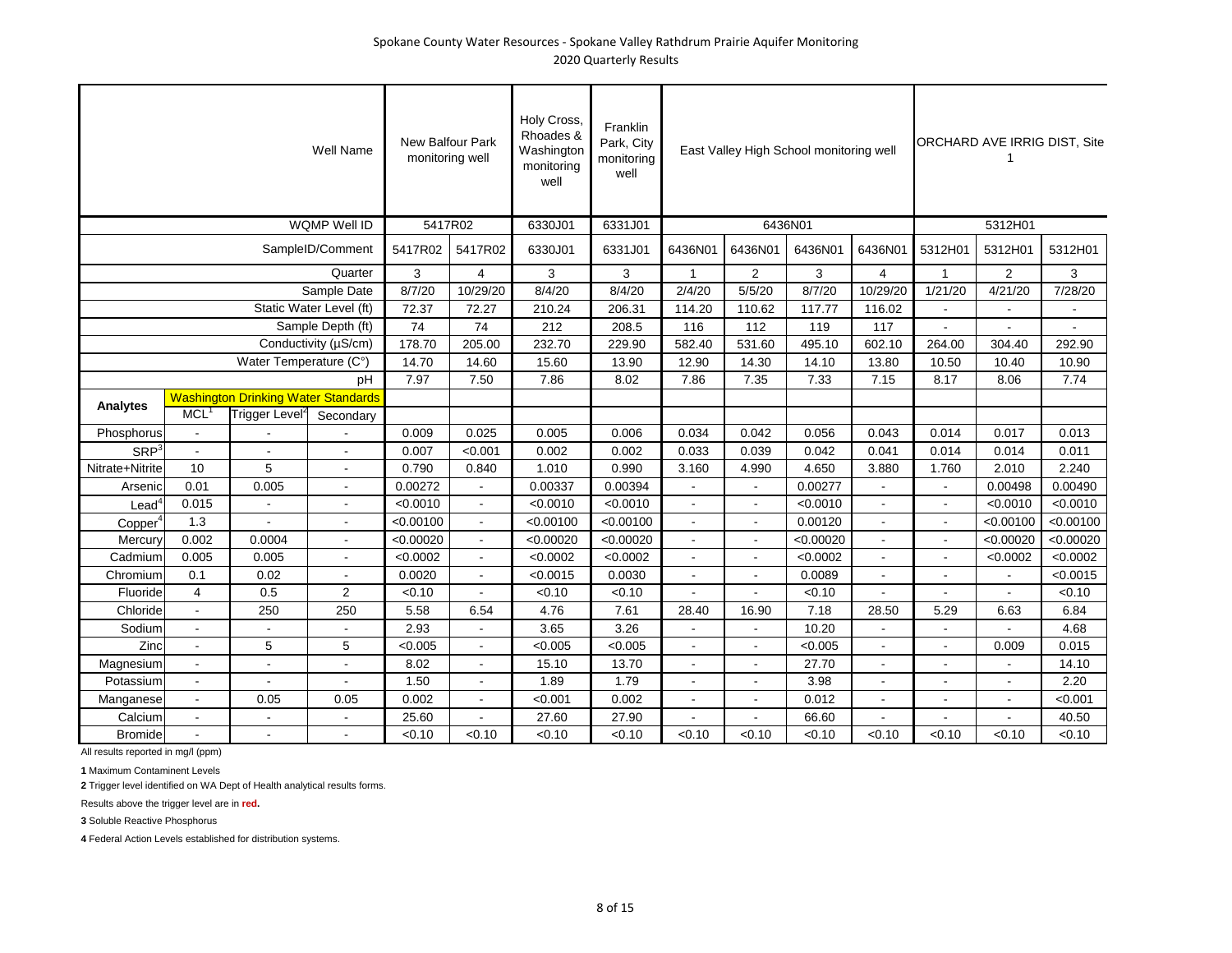# Spokane County Water Resources - Spokane Valley Rathdrum Prairie Aquifer Monitoring

## 2020 Quarterly Results

| | | | Well Name | New Balfour Park monitoring well | | Holy Cross, Rhoades & Washington monitoring well | Franklin Park, City monitoring well | East Valley High School monitoring well | | | | ORCHARD AVE IRRIG DIST, Site 1 | | |
|---|---|---|---|---|---|---|---|---|---|---|---|---|---|---|
| | | | WQMP Well ID | 5417R02 | | 6330J01 | 6331J01 | 6436N01 | | | | 5312H01 | | |
| | | | SampleID/Comment | 5417R02 | 5417R02 | 6330J01 | 6331J01 | 6436N01 | 6436N01 | 6436N01 | 6436N01 | 5312H01 | 5312H01 | 5312H01 |
| | | | Quarter | 3 | 4 | 3 | 3 | 1 | 2 | 3 | 4 | 1 | 2 | 3 |
| | | | Sample Date | 8/7/20 | 10/29/20 | 8/4/20 | 8/4/20 | 2/4/20 | 5/5/20 | 8/7/20 | 10/29/20 | 1/21/20 | 4/21/20 | 7/28/20 |
| | | | Static Water Level (ft) | 72.37 | 72.27 | 210.24 | 206.31 | 114.20 | 110.62 | 117.77 | 116.02 | - | - | - |
| | | | Sample Depth (ft) | 74 | 74 | 212 | 208.5 | 116 | 112 | 119 | 117 | - | - | - |
| | | | Conductivity (µS/cm) | 178.70 | 205.00 | 232.70 | 229.90 | 582.40 | 531.60 | 495.10 | 602.10 | 264.00 | 304.40 | 292.90 |
| | | | Water Temperature (C°) | 14.70 | 14.60 | 15.60 | 13.90 | 12.90 | 14.30 | 14.10 | 13.80 | 10.50 | 10.40 | 10.90 |
| | | | pH | 7.97 | 7.50 | 7.86 | 8.02 | 7.86 | 7.35 | 7.33 | 7.15 | 8.17 | 8.06 | 7.74 |
| **Analytes** | Washington Drinking Water Standards | | | | | | | | | | | | | |
| | MCL[1] | Trigger Level[2] | Secondary | | | | | | | | | | | |
| Phosphorus | - | - | - | 0.009 | 0.025 | 0.005 | 0.006 | 0.034 | 0.042 | 0.056 | 0.043 | 0.014 | 0.017 | 0.013 |
| SRP[3] | - | - | - | 0.007 | <0.001 | 0.002 | 0.002 | 0.033 | 0.039 | 0.042 | 0.041 | 0.014 | 0.014 | 0.011 |
| Nitrate+Nitrite | 10 | 5 | - | 0.790 | 0.840 | 1.010 | 0.990 | 3.160 | 4.990 | 4.650 | 3.880 | 1.760 | 2.010 | 2.240 |
| Arsenic | 0.01 | 0.005 | - | 0.00272 | - | 0.00337 | 0.00394 | - | - | 0.00277 | - | - | 0.00498 | 0.00490 |
| Lead[4] | 0.015 | - | - | <0.0010 | - | <0.0010 | <0.0010 | - | - | <0.0010 | - | - | <0.0010 | <0.0010 |
| Copper[4] | 1.3 | - | - | <0.00100 | - | <0.00100 | <0.00100 | - | - | 0.00120 | - | - | <0.00100 | <0.00100 |
| Mercury | 0.002 | 0.0004 | - | <0.00020 | - | <0.00020 | <0.00020 | - | - | <0.00020 | - | - | <0.00020 | <0.00020 |
| Cadmium | 0.005 | 0.005 | - | <0.0002 | - | <0.0002 | <0.0002 | - | - | <0.0002 | - | - | <0.0002 | <0.0002 |
| Chromium | 0.1 | 0.02 | - | 0.0020 | - | <0.0015 | 0.0030 | - | - | 0.0089 | - | - | - | <0.0015 |
| Fluoride | 4 | 0.5 | 2 | <0.10 | - | <0.10 | <0.10 | - | - | <0.10 | - | - | - | <0.10 |
| Chloride | - | 250 | 250 | 5.58 | 6.54 | 4.76 | 7.61 | 28.40 | 16.90 | 7.18 | 28.50 | 5.29 | 6.63 | 6.84 |
| Sodium | - | - | - | 2.93 | - | 3.65 | 3.26 | - | - | 10.20 | - | - | - | 4.68 |
| Zinc | - | 5 | 5 | <0.005 | - | <0.005 | <0.005 | - | - | <0.005 | - | - | 0.009 | 0.015 |
| Magnesium | - | - | - | 8.02 | - | 15.10 | 13.70 | - | - | 27.70 | - | - | - | 14.10 |
| Potassium | - | - | - | 1.50 | - | 1.89 | 1.79 | - | - | 3.98 | - | - | - | 2.20 |
| Manganese | - | 0.05 | 0.05 | 0.002 | - | <0.001 | 0.002 | - | - | 0.012 | - | - | - | <0.001 |
| Calcium | - | - | - | 25.60 | - | 27.60 | 27.90 | - | - | 66.60 | - | - | - | 40.50 |
| Bromide | - | - | - | <0.10 | <0.10 | <0.10 | <0.10 | <0.10 | <0.10 | <0.10 | <0.10 | <0.10 | <0.10 | <0.10 |

All results reported in mg/l (ppm)

**1** Maximum Contaminent Levels

**2** Trigger level identified on WA Dept of Health analytical results forms.

Results above the trigger level are in **red.**

**3** Soluble Reactive Phosphorus

**4** Federal Action Levels established for distribution systems.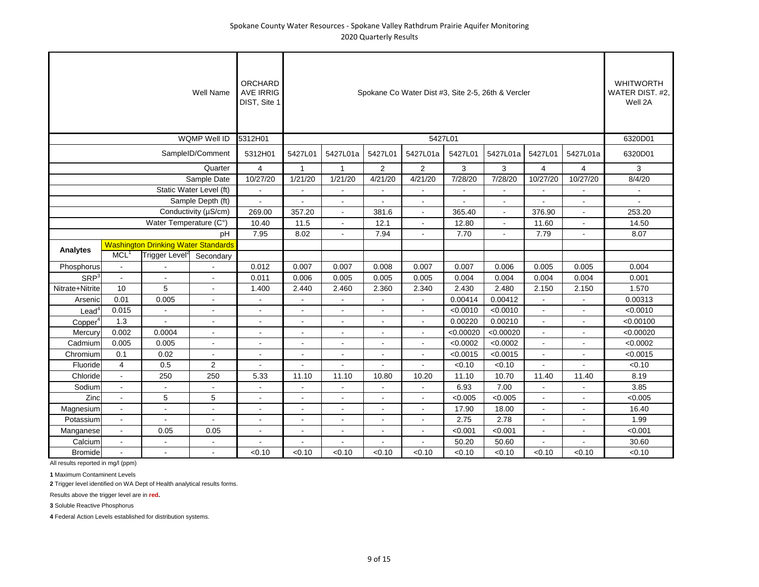# Spokane County Water Resources - Spokane Valley Rathdrum Prairie Aquifer Monitoring
## 2020 Quarterly Results

| | | | Well Name | ORCHARD AVE IRRIG DIST, Site 1 | Spokane Co Water Dist #3, Site 2-5, 26th & Vercler | | | | | | | | WHITWORTH WATER DIST. #2, Well 2A |
|---|---|---|---|---|---|---|---|---|---|---|---|---|---|
| | | | WQMP Well ID | 5312H01 | 5427L01 | | | | | | | | 6320D01 |
| | | | SampleID/Comment | 5312H01 | 5427L01 | 5427L01a | 5427L01 | 5427L01a | 5427L01 | 5427L01a | 5427L01 | 5427L01a | 6320D01 |
| | | | Quarter | 4 | 1 | 1 | 2 | 2 | 3 | 3 | 4 | 4 | 3 |
| | | | Sample Date | 10/27/20 | 1/21/20 | 1/21/20 | 4/21/20 | 4/21/20 | 7/28/20 | 7/28/20 | 10/27/20 | 10/27/20 | 8/4/20 |
| | | | Static Water Level (ft) | - | - | - | - | - | - | - | - | - | - |
| | | | Sample Depth (ft) | - | - | - | - | - | - | - | - | - | - |
| | | | Conductivity (µS/cm) | 269.00 | 357.20 | - | 381.6 | - | 365.40 | - | 376.90 | - | 253.20 |
| | | | Water Temperature (C°) | 10.40 | 11.5 | - | 12.1 | - | 12.80 | - | 11.60 | - | 14.50 |
| | | | pH | 7.95 | 8.02 | - | 7.94 | - | 7.70 | - | 7.79 | - | 8.07 |
| **Analytes** | Washington Drinking Water Standards | | | | | | | | | | | | |
| | MCL[1] | Trigger Level[2] | Secondary | | | | | | | | | | |
| Phosphorus | - | - | - | 0.012 | 0.007 | 0.007 | 0.008 | 0.007 | 0.007 | 0.006 | 0.005 | 0.005 | 0.004 |
| SRP[3] | - | - | - | 0.011 | 0.006 | 0.005 | 0.005 | 0.005 | 0.004 | 0.004 | 0.004 | 0.004 | 0.001 |
| Nitrate+Nitrite | 10 | 5 | - | 1.400 | 2.440 | 2.460 | 2.360 | 2.340 | 2.430 | 2.480 | 2.150 | 2.150 | 1.570 |
| Arsenic | 0.01 | 0.005 | - | - | - | - | - | - | 0.00414 | 0.00412 | - | - | 0.00313 |
| Lead[4] | 0.015 | - | - | - | - | - | - | - | <0.0010 | <0.0010 | - | - | <0.0010 |
| Copper[4] | 1.3 | - | - | - | - | - | - | - | 0.00220 | 0.00210 | - | - | <0.00100 |
| Mercury | 0.002 | 0.0004 | - | - | - | - | - | - | <0.00020 | <0.00020 | - | - | <0.00020 |
| Cadmium | 0.005 | 0.005 | - | - | - | - | - | - | <0.0002 | <0.0002 | - | - | <0.0002 |
| Chromium | 0.1 | 0.02 | - | - | - | - | - | - | <0.0015 | <0.0015 | - | - | <0.0015 |
| Fluoride | 4 | 0.5 | 2 | - | - | - | - | - | <0.10 | <0.10 | - | - | <0.10 |
| Chloride | - | 250 | 250 | 5.33 | 11.10 | 11.10 | 10.80 | 10.20 | 11.10 | 10.70 | 11.40 | 11.40 | 8.19 |
| Sodium | - | - | - | - | - | - | - | - | 6.93 | 7.00 | - | - | 3.85 |
| Zinc | - | 5 | 5 | - | - | - | - | - | <0.005 | <0.005 | - | - | <0.005 |
| Magnesium | - | - | - | - | - | - | - | - | 17.90 | 18.00 | - | - | 16.40 |
| Potassium | - | - | - | - | - | - | - | - | 2.75 | 2.78 | - | - | 1.99 |
| Manganese | - | 0.05 | 0.05 | - | - | - | - | - | <0.001 | <0.001 | - | - | <0.001 |
| Calcium | - | - | - | - | - | - | - | - | 50.20 | 50.60 | - | - | 30.60 |
| Bromide | - | - | - | <0.10 | <0.10 | <0.10 | <0.10 | <0.10 | <0.10 | <0.10 | <0.10 | <0.10 | <0.10 |

All results reported in mg/l (ppm)

**1** Maximum Contaminent Levels

**2** Trigger level identified on WA Dept of Health analytical results forms.

Results above the trigger level are in **red.**

**3** Soluble Reactive Phosphorus

**4** Federal Action Levels established for distribution systems.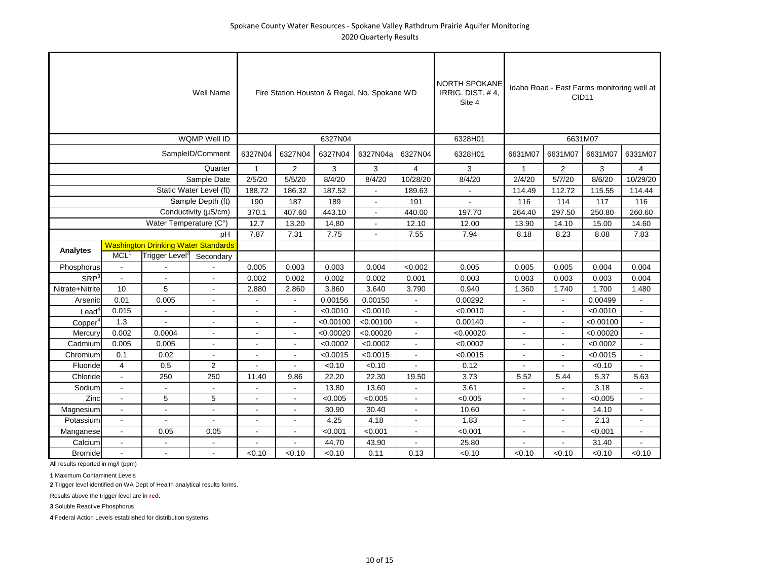Spokane County Water Resources - Spokane Valley Rathdrum Prairie Aquifer Monitoring
2020 Quarterly Results

| | | | Well Name | Fire Station Houston & Regal, No. Spokane WD | | | | | NORTH SPOKANE IRRIG. DIST. # 4, Site 4 | Idaho Road - East Farms monitoring well at CID11 | | | |
|---|---|---|---|---|---|---|---|---|---|---|---|---|---|
| | | | WQMP Well ID | 6327N04 | | | | | 6328H01 | 6631M07 | | | |
| | | | SampleID/Comment | 6327N04 | 6327N04 | 6327N04 | 6327N04a | 6327N04 | 6328H01 | 6631M07 | 6631M07 | 6631M07 | 6331M07 |
| | | | Quarter | 1 | 2 | 3 | 3 | 4 | 3 | 1 | 2 | 3 | 4 |
| | | | Sample Date | 2/5/20 | 5/5/20 | 8/4/20 | 8/4/20 | 10/28/20 | 8/4/20 | 2/4/20 | 5/7/20 | 8/6/20 | 10/29/20 |
| | | | Static Water Level (ft) | 188.72 | 186.32 | 187.52 | - | 189.63 | - | 114.49 | 112.72 | 115.55 | 114.44 |
| | | | Sample Depth (ft) | 190 | 187 | 189 | - | 191 | - | 116 | 114 | 117 | 116 |
| | | | Conductivity (µS/cm) | 370.1 | 407.60 | 443.10 | - | 440.00 | 197.70 | 264.40 | 297.50 | 250.80 | 260.60 |
| | | | Water Temperature (C°) | 12.7 | 13.20 | 14.80 | - | 12.10 | 12.00 | 13.90 | 14.10 | 15.00 | 14.60 |
| | | | pH | 7.87 | 7.31 | 7.75 | - | 7.55 | 7.94 | 8.18 | 8.23 | 8.08 | 7.83 |
| **Analytes** | Washington Drinking Water Standards | | | | | | | | | | | | |
| | MCL[1] | Trigger Level[2] | Secondary | | | | | | | | | | |
| Phosphorus | - | - | - | 0.005 | 0.003 | 0.003 | 0.004 | <0.002 | 0.005 | 0.005 | 0.005 | 0.004 | 0.004 |
| SRP[3] | - | - | - | 0.002 | 0.002 | 0.002 | 0.002 | 0.001 | 0.003 | 0.003 | 0.003 | 0.003 | 0.004 |
| Nitrate+Nitrite | 10 | 5 | - | 2.880 | 2.860 | 3.860 | 3.640 | 3.790 | 0.940 | 1.360 | 1.740 | 1.700 | 1.480 |
| Arsenic | 0.01 | 0.005 | - | - | - | 0.00156 | 0.00150 | - | 0.00292 | - | - | 0.00499 | - |
| Lead[4] | 0.015 | - | - | - | - | <0.0010 | <0.0010 | - | <0.0010 | - | - | <0.0010 | - |
| Copper[4] | 1.3 | - | - | - | - | <0.00100 | <0.00100 | - | 0.00140 | - | - | <0.00100 | - |
| Mercury | 0.002 | 0.0004 | - | - | - | <0.00020 | <0.00020 | - | <0.00020 | - | - | <0.00020 | - |
| Cadmium | 0.005 | 0.005 | - | - | - | <0.0002 | <0.0002 | - | <0.0002 | - | - | <0.0002 | - |
| Chromium | 0.1 | 0.02 | - | - | - | <0.0015 | <0.0015 | - | <0.0015 | - | - | <0.0015 | - |
| Fluoride | 4 | 0.5 | 2 | - | - | <0.10 | <0.10 | - | 0.12 | - | - | <0.10 | - |
| Chloride | - | 250 | 250 | 11.40 | 9.86 | 22.20 | 22.30 | 19.50 | 3.73 | 5.52 | 5.44 | 5.37 | 5.63 |
| Sodium | - | - | - | - | - | 13.80 | 13.60 | - | 3.61 | - | - | 3.18 | - |
| Zinc | - | 5 | 5 | - | - | <0.005 | <0.005 | - | <0.005 | - | - | <0.005 | - |
| Magnesium | - | - | - | - | - | 30.90 | 30.40 | - | 10.60 | - | - | 14.10 | - |
| Potassium | - | - | - | - | - | 4.25 | 4.18 | - | 1.83 | - | - | 2.13 | - |
| Manganese | - | 0.05 | 0.05 | - | - | <0.001 | <0.001 | - | <0.001 | - | - | <0.001 | - |
| Calcium | - | - | - | - | - | 44.70 | 43.90 | - | 25.80 | - | - | 31.40 | - |
| Bromide | - | - | - | <0.10 | <0.10 | <0.10 | 0.11 | 0.13 | <0.10 | <0.10 | <0.10 | <0.10 | <0.10 |

All results reported in mg/l (ppm)

**1** Maximum Contaminent Levels

**2** Trigger level identified on WA Dept of Health analytical results forms.

Results above the trigger level are in **red.**

**3** Soluble Reactive Phosphorus

**4** Federal Action Levels established for distribution systems.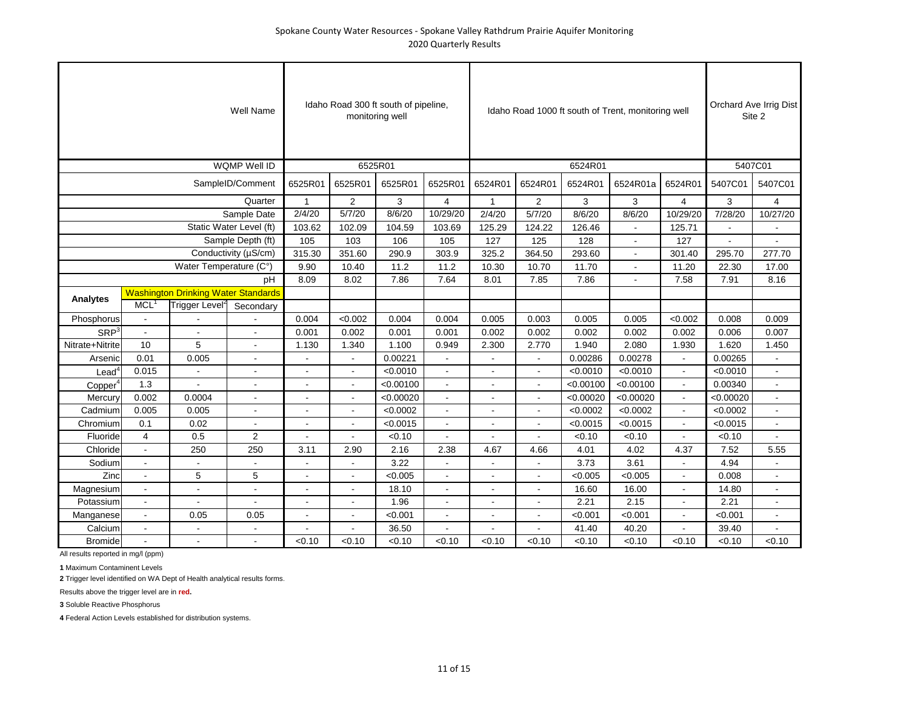Spokane County Water Resources - Spokane Valley Rathdrum Prairie Aquifer Monitoring
2020 Quarterly Results

| | | | Well Name | Idaho Road 300 ft south of pipeline, monitoring well | | | | Idaho Road 1000 ft south of Trent, monitoring well | | | | | Orchard Ave Irrig Dist Site 2 | |
|---|---|---|---|---|---|---|---|---|---|---|---|---|---|---|
| | | | WQMP Well ID | 6525R01 | | | | 6524R01 | | | | | 5407C01 | |
| | | | SampleID/Comment | 6525R01 | 6525R01 | 6525R01 | 6525R01 | 6524R01 | 6524R01 | 6524R01 | 6524R01a | 6524R01 | 5407C01 | 5407C01 |
| | | | Quarter | 1 | 2 | 3 | 4 | 1 | 2 | 3 | 3 | 4 | 3 | 4 |
| | | | Sample Date | 2/4/20 | 5/7/20 | 8/6/20 | 10/29/20 | 2/4/20 | 5/7/20 | 8/6/20 | 8/6/20 | 10/29/20 | 7/28/20 | 10/27/20 |
| | | | Static Water Level (ft) | 103.62 | 102.09 | 104.59 | 103.69 | 125.29 | 124.22 | 126.46 | - | 125.71 | - | - |
| | | | Sample Depth (ft) | 105 | 103 | 106 | 105 | 127 | 125 | 128 | - | 127 | - | - |
| | | | Conductivity (µS/cm) | 315.30 | 351.60 | 290.9 | 303.9 | 325.2 | 364.50 | 293.60 | - | 301.40 | 295.70 | 277.70 |
| | | | Water Temperature (C°) | 9.90 | 10.40 | 11.2 | 11.2 | 10.30 | 10.70 | 11.70 | - | 11.20 | 22.30 | 17.00 |
| | | | pH | 8.09 | 8.02 | 7.86 | 7.64 | 8.01 | 7.85 | 7.86 | - | 7.58 | 7.91 | 8.16 |
| **Analytes** | Washington Drinking Water Standards | | | | | | | | | | | | | |
| | MCL[1] | Trigger Level[2] | Secondary | | | | | | | | | | | |
| Phosphorus | - | - | - | 0.004 | <0.002 | 0.004 | 0.004 | 0.005 | 0.003 | 0.005 | 0.005 | <0.002 | 0.008 | 0.009 |
| SRP[3] | - | - | - | 0.001 | 0.002 | 0.001 | 0.001 | 0.002 | 0.002 | 0.002 | 0.002 | 0.002 | 0.006 | 0.007 |
| Nitrate+Nitrite | 10 | 5 | - | 1.130 | 1.340 | 1.100 | 0.949 | 2.300 | 2.770 | 1.940 | 2.080 | 1.930 | 1.620 | 1.450 |
| Arsenic | 0.01 | 0.005 | - | - | - | 0.00221 | - | - | - | 0.00286 | 0.00278 | - | 0.00265 | - |
| Lead[4] | 0.015 | - | - | - | - | <0.0010 | - | - | - | <0.0010 | <0.0010 | - | <0.0010 | - |
| Copper[4] | 1.3 | - | - | - | - | <0.00100 | - | - | - | <0.00100 | <0.00100 | - | 0.00340 | - |
| Mercury | 0.002 | 0.0004 | - | - | - | <0.00020 | - | - | - | <0.00020 | <0.00020 | - | <0.00020 | - |
| Cadmium | 0.005 | 0.005 | - | - | - | <0.0002 | - | - | - | <0.0002 | <0.0002 | - | <0.0002 | - |
| Chromium | 0.1 | 0.02 | - | - | - | <0.0015 | - | - | - | <0.0015 | <0.0015 | - | <0.0015 | - |
| Fluoride | 4 | 0.5 | 2 | - | - | <0.10 | - | - | - | <0.10 | <0.10 | - | <0.10 | - |
| Chloride | - | 250 | 250 | 3.11 | 2.90 | 2.16 | 2.38 | 4.67 | 4.66 | 4.01 | 4.02 | 4.37 | 7.52 | 5.55 |
| Sodium | - | - | - | - | - | 3.22 | - | - | - | 3.73 | 3.61 | - | 4.94 | - |
| Zinc | - | 5 | 5 | - | - | <0.005 | - | - | - | <0.005 | <0.005 | - | 0.008 | - |
| Magnesium | - | - | - | - | - | 18.10 | - | - | - | 16.60 | 16.00 | - | 14.80 | - |
| Potassium | - | - | - | - | - | 1.96 | - | - | - | 2.21 | 2.15 | - | 2.21 | - |
| Manganese | - | 0.05 | 0.05 | - | - | <0.001 | - | - | - | <0.001 | <0.001 | - | <0.001 | - |
| Calcium | - | - | - | - | - | 36.50 | - | - | - | 41.40 | 40.20 | - | 39.40 | - |
| Bromide | - | - | - | <0.10 | <0.10 | <0.10 | <0.10 | <0.10 | <0.10 | <0.10 | <0.10 | <0.10 | <0.10 | <0.10 |

All results reported in mg/l (ppm)

**1** Maximum Contaminent Levels

**2** Trigger level identified on WA Dept of Health analytical results forms.

Results above the trigger level are in **red.**

**3** Soluble Reactive Phosphorus

**4** Federal Action Levels established for distribution systems.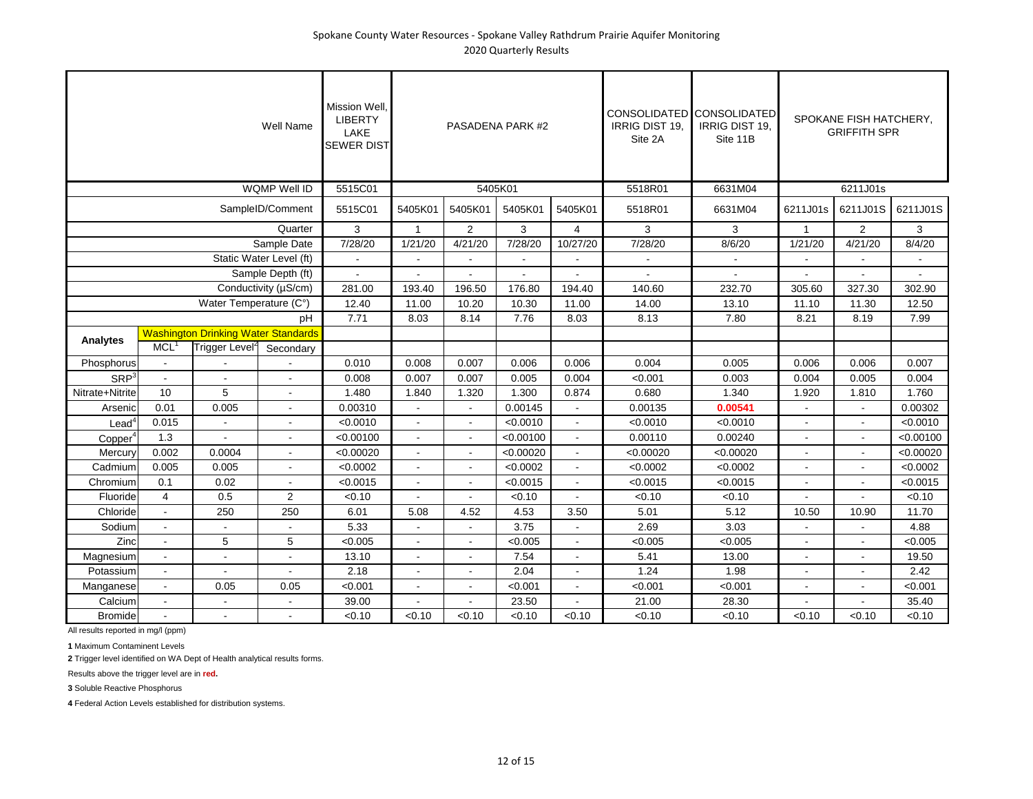# Spokane County Water Resources - Spokane Valley Rathdrum Prairie Aquifer Monitoring
## 2020 Quarterly Results

| | | | Well Name | Mission Well, LIBERTY LAKE SEWER DIST | PASADENA PARK #2 | | | | CONSOLIDATED IRRIG DIST 19, Site 2A | CONSOLIDATED IRRIG DIST 19, Site 11B | SPOKANE FISH HATCHERY, GRIFFITH SPR | | |
|---|---|---|---|---|---|---|---|---|---|---|---|---|---|
| | | | WQMP Well ID | 5515C01 | 5405K01 | | | | 5518R01 | 6631M04 | 6211J01s | | |
| | | | SampleID/Comment | 5515C01 | 5405K01 | 5405K01 | 5405K01 | 5405K01 | 5518R01 | 6631M04 | 6211J01s | 6211J01S | 6211J01S |
| | | | Quarter | 3 | 1 | 2 | 3 | 4 | 3 | 3 | 1 | 2 | 3 |
| | | | Sample Date | 7/28/20 | 1/21/20 | 4/21/20 | 7/28/20 | 10/27/20 | 7/28/20 | 8/6/20 | 1/21/20 | 4/21/20 | 8/4/20 |
| | | | Static Water Level (ft) | - | - | - | - | - | - | - | - | - | - |
| | | | Sample Depth (ft) | - | - | - | - | - | - | - | - | - | - |
| | | | Conductivity (µS/cm) | 281.00 | 193.40 | 196.50 | 176.80 | 194.40 | 140.60 | 232.70 | 305.60 | 327.30 | 302.90 |
| | | | Water Temperature (C°) | 12.40 | 11.00 | 10.20 | 10.30 | 11.00 | 14.00 | 13.10 | 11.10 | 11.30 | 12.50 |
| | | | pH | 7.71 | 8.03 | 8.14 | 7.76 | 8.03 | 8.13 | 7.80 | 8.21 | 8.19 | 7.99 |
| **Analytes** | Washington Drinking Water Standards | | | | | | | | | | | | |
| | MCL[1] | Trigger Level[2] | Secondary | | | | | | | | | | |
| Phosphorus | - | - | - | 0.010 | 0.008 | 0.007 | 0.006 | 0.006 | 0.004 | 0.005 | 0.006 | 0.006 | 0.007 |
| SRP[3] | - | - | - | 0.008 | 0.007 | 0.007 | 0.005 | 0.004 | <0.001 | 0.003 | 0.004 | 0.005 | 0.004 |
| Nitrate+Nitrite | 10 | 5 | - | 1.480 | 1.840 | 1.320 | 1.300 | 0.874 | 0.680 | 1.340 | 1.920 | 1.810 | 1.760 |
| Arsenic | 0.01 | 0.005 | - | 0.00310 | - | - | 0.00145 | - | 0.00135 | **0.00541** | - | - | 0.00302 |
| Lead[4] | 0.015 | - | - | <0.0010 | - | - | <0.0010 | - | <0.0010 | <0.0010 | - | - | <0.0010 |
| Copper[4] | 1.3 | - | - | <0.00100 | - | - | <0.00100 | - | 0.00110 | 0.00240 | - | - | <0.00100 |
| Mercury | 0.002 | 0.0004 | - | <0.00020 | - | - | <0.00020 | - | <0.00020 | <0.00020 | - | - | <0.00020 |
| Cadmium | 0.005 | 0.005 | - | <0.0002 | - | - | <0.0002 | - | <0.0002 | <0.0002 | - | - | <0.0002 |
| Chromium | 0.1 | 0.02 | - | <0.0015 | - | - | <0.0015 | - | <0.0015 | <0.0015 | - | - | <0.0015 |
| Fluoride | 4 | 0.5 | 2 | <0.10 | - | - | <0.10 | - | <0.10 | <0.10 | - | - | <0.10 |
| Chloride | - | 250 | 250 | 6.01 | 5.08 | 4.52 | 4.53 | 3.50 | 5.01 | 5.12 | 10.50 | 10.90 | 11.70 |
| Sodium | - | - | - | 5.33 | - | - | 3.75 | - | 2.69 | 3.03 | - | - | 4.88 |
| Zinc | - | 5 | 5 | <0.005 | - | - | <0.005 | - | <0.005 | <0.005 | - | - | <0.005 |
| Magnesium | - | - | - | 13.10 | - | - | 7.54 | - | 5.41 | 13.00 | - | - | 19.50 |
| Potassium | - | - | - | 2.18 | - | - | 2.04 | - | 1.24 | 1.98 | - | - | 2.42 |
| Manganese | - | 0.05 | 0.05 | <0.001 | - | - | <0.001 | - | <0.001 | <0.001 | - | - | <0.001 |
| Calcium | - | - | - | 39.00 | - | - | 23.50 | - | 21.00 | 28.30 | - | - | 35.40 |
| Bromide | - | - | - | <0.10 | <0.10 | <0.10 | <0.10 | <0.10 | <0.10 | <0.10 | <0.10 | <0.10 | <0.10 |

All results reported in mg/l (ppm)

**1** Maximum Contaminent Levels

**2** Trigger level identified on WA Dept of Health analytical results forms.

Results above the trigger level are in **red.**

**3** Soluble Reactive Phosphorus

**4** Federal Action Levels established for distribution systems.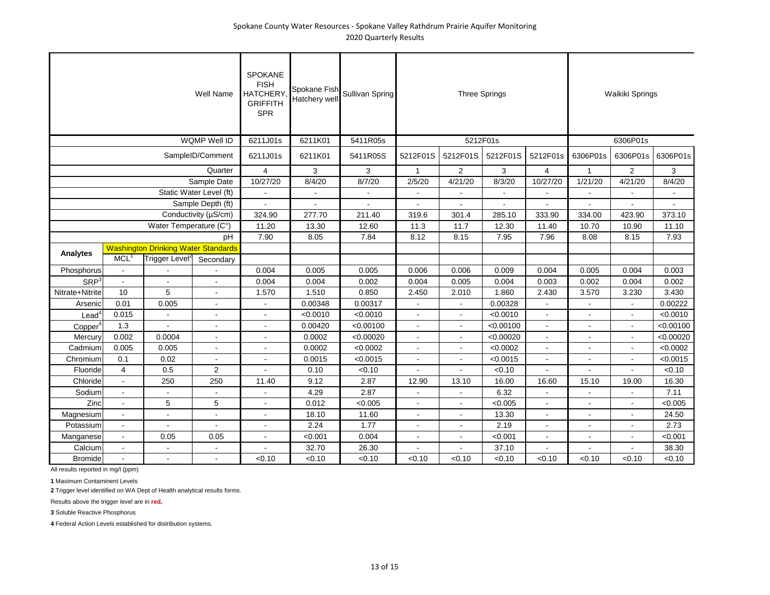Spokane County Water Resources - Spokane Valley Rathdrum Prairie Aquifer Monitoring
2020 Quarterly Results

| | | | Well Name | SPOKANE FISH HATCHERY, GRIFFITH SPR | Spokane Fish Hatchery well | Sullivan Spring | Three Springs | | | | Waikiki Springs | | |
|---|---|---|---|---|---|---|---|---|---|---|---|---|---|
| | | | WQMP Well ID | 6211J01s | 6211K01 | 5411R05s | 5212F01s | | | | 6306P01s | | |
| | | | SampleID/Comment | 6211J01s | 6211K01 | 5411R05S | 5212F01S | 5212F01S | 5212F01S | 5212F01s | 6306P01s | 6306P01s | 6306P01s |
| | | | Quarter | 4 | 3 | 3 | 1 | 2 | 3 | 4 | 1 | 2 | 3 |
| | | | Sample Date | 10/27/20 | 8/4/20 | 8/7/20 | 2/5/20 | 4/21/20 | 8/3/20 | 10/27/20 | 1/21/20 | 4/21/20 | 8/4/20 |
| | | | Static Water Level (ft) | - | - | - | - | - | - | - | - | - | - |
| | | | Sample Depth (ft) | - | - | - | - | - | - | - | - | - | - |
| | | | Conductivity (µS/cm) | 324.90 | 277.70 | 211.40 | 319.6 | 301.4 | 285.10 | 333.90 | 334.00 | 423.90 | 373.10 |
| | | | Water Temperature (C°) | 11.20 | 13.30 | 12.60 | 11.3 | 11.7 | 12.30 | 11.40 | 10.70 | 10.90 | 11.10 |
| | | | pH | 7.90 | 8.05 | 7.84 | 8.12 | 8.15 | 7.95 | 7.96 | 8.08 | 8.15 | 7.93 |
| **Analytes** | Washington Drinking Water Standards | | | | | | | | | | | | |
| | MCL[1] | Trigger Level[2] | Secondary | | | | | | | | | | |
| Phosphorus | - | - | - | 0.004 | 0.005 | 0.005 | 0.006 | 0.006 | 0.009 | 0.004 | 0.005 | 0.004 | 0.003 |
| SRP[3] | - | - | - | 0.004 | 0.004 | 0.002 | 0.004 | 0.005 | 0.004 | 0.003 | 0.002 | 0.004 | 0.002 |
| Nitrate+Nitrite | 10 | 5 | - | 1.570 | 1.510 | 0.850 | 2.450 | 2.010 | 1.860 | 2.430 | 3.570 | 3.230 | 3.430 |
| Arsenic | 0.01 | 0.005 | - | - | 0.00348 | 0.00317 | - | - | 0.00328 | - | - | - | 0.00222 |
| Lead[4] | 0.015 | - | - | - | <0.0010 | <0.0010 | - | - | <0.0010 | - | - | - | <0.0010 |
| Copper[4] | 1.3 | - | - | - | 0.00420 | <0.00100 | - | - | <0.00100 | - | - | - | <0.00100 |
| Mercury | 0.002 | 0.0004 | - | - | 0.0002 | <0.00020 | - | - | <0.00020 | - | - | - | <0.00020 |
| Cadmium | 0.005 | 0.005 | - | - | 0.0002 | <0.0002 | - | - | <0.0002 | - | - | - | <0.0002 |
| Chromium | 0.1 | 0.02 | - | - | 0.0015 | <0.0015 | - | - | <0.0015 | - | - | - | <0.0015 |
| Fluoride | 4 | 0.5 | 2 | - | 0.10 | <0.10 | - | - | <0.10 | - | - | - | <0.10 |
| Chloride | - | 250 | 250 | 11.40 | 9.12 | 2.87 | 12.90 | 13.10 | 16.00 | 16.60 | 15.10 | 19.00 | 16.30 |
| Sodium | - | - | - | - | 4.29 | 2.87 | - | - | 6.32 | - | - | - | 7.11 |
| Zinc | - | 5 | 5 | - | 0.012 | <0.005 | - | - | <0.005 | - | - | - | <0.005 |
| Magnesium | - | - | - | - | 18.10 | 11.60 | - | - | 13.30 | - | - | - | 24.50 |
| Potassium | - | - | - | - | 2.24 | 1.77 | - | - | 2.19 | - | - | - | 2.73 |
| Manganese | - | 0.05 | 0.05 | - | <0.001 | 0.004 | - | - | <0.001 | - | - | - | <0.001 |
| Calcium | - | - | - | - | 32.70 | 26.30 | - | - | 37.10 | - | - | - | 38.30 |
| Bromide | - | - | - | <0.10 | <0.10 | <0.10 | <0.10 | <0.10 | <0.10 | <0.10 | <0.10 | <0.10 | <0.10 |

All results reported in mg/l (ppm)

**1** Maximum Contaminent Levels

**2** Trigger level identified on WA Dept of Health analytical results forms.

Results above the trigger level are in **red.**

**3** Soluble Reactive Phosphorus

**4** Federal Action Levels established for distribution systems.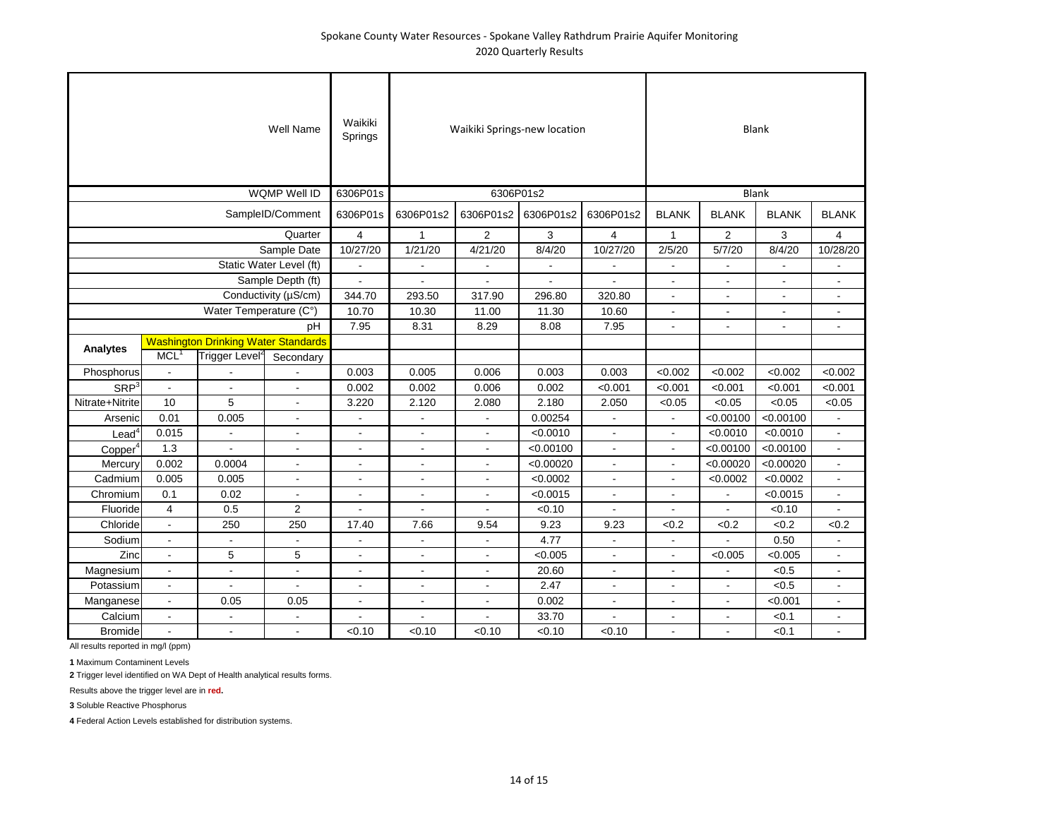Spokane County Water Resources - Spokane Valley Rathdrum Prairie Aquifer Monitoring
2020 Quarterly Results

| | | | Well Name | Waikiki Springs | Waikiki Springs-new location | | | | Blank | | | |
|---|---|---|---|---|---|---|---|---|---|---|---|---|
| | | | WQMP Well ID | 6306P01s | 6306P01s2 | | | | Blank | | | |
| | | | SampleID/Comment | 6306P01s | 6306P01s2 | 6306P01s2 | 6306P01s2 | 6306P01s2 | BLANK | BLANK | BLANK | BLANK |
| | | | Quarter | 4 | 1 | 2 | 3 | 4 | 1 | 2 | 3 | 4 |
| | | | Sample Date | 10/27/20 | 1/21/20 | 4/21/20 | 8/4/20 | 10/27/20 | 2/5/20 | 5/7/20 | 8/4/20 | 10/28/20 |
| | | | Static Water Level (ft) | - | - | - | - | - | - | - | - | - |
| | | | Sample Depth (ft) | - | - | - | - | - | - | - | - | - |
| | | | Conductivity (µS/cm) | 344.70 | 293.50 | 317.90 | 296.80 | 320.80 | - | - | - | - |
| | | | Water Temperature (C°) | 10.70 | 10.30 | 11.00 | 11.30 | 10.60 | - | - | - | - |
| | | | pH | 7.95 | 8.31 | 8.29 | 8.08 | 7.95 | - | - | - | - |
| **Analytes** | Washington Drinking Water Standards | | | | | | | | | | | |
| | MCL[1] | Trigger Level[2] | Secondary | | | | | | | | | |
| Phosphorus | - | - | - | 0.003 | 0.005 | 0.006 | 0.003 | 0.003 | <0.002 | <0.002 | <0.002 | <0.002 |
| SRP[3] | - | - | - | 0.002 | 0.002 | 0.006 | 0.002 | <0.001 | <0.001 | <0.001 | <0.001 | <0.001 |
| Nitrate+Nitrite | 10 | 5 | - | 3.220 | 2.120 | 2.080 | 2.180 | 2.050 | <0.05 | <0.05 | <0.05 | <0.05 |
| Arsenic | 0.01 | 0.005 | - | - | - | - | 0.00254 | - | - | <0.00100 | <0.00100 | - |
| Lead[4] | 0.015 | - | - | - | - | - | <0.0010 | - | - | <0.0010 | <0.0010 | - |
| Copper[4] | 1.3 | - | - | - | - | - | <0.00100 | - | - | <0.00100 | <0.00100 | - |
| Mercury | 0.002 | 0.0004 | - | - | - | - | <0.00020 | - | - | <0.00020 | <0.00020 | - |
| Cadmium | 0.005 | 0.005 | - | - | - | - | <0.0002 | - | - | <0.0002 | <0.0002 | - |
| Chromium | 0.1 | 0.02 | - | - | - | - | <0.0015 | - | - | - | <0.0015 | - |
| Fluoride | 4 | 0.5 | 2 | - | - | - | <0.10 | - | - | - | <0.10 | - |
| Chloride | - | 250 | 250 | 17.40 | 7.66 | 9.54 | 9.23 | 9.23 | <0.2 | <0.2 | <0.2 | <0.2 |
| Sodium | - | - | - | - | - | - | 4.77 | - | - | - | 0.50 | - |
| Zinc | - | 5 | 5 | - | - | - | <0.005 | - | - | <0.005 | <0.005 | - |
| Magnesium | - | - | - | - | - | - | 20.60 | - | - | - | <0.5 | - |
| Potassium | - | - | - | - | - | - | 2.47 | - | - | - | <0.5 | - |
| Manganese | - | 0.05 | 0.05 | - | - | - | 0.002 | - | - | - | <0.001 | - |
| Calcium | - | - | - | - | - | - | 33.70 | - | - | - | <0.1 | - |
| Bromide | - | - | - | <0.10 | <0.10 | <0.10 | <0.10 | <0.10 | - | - | <0.1 | - |

All results reported in mg/l (ppm)

**1** Maximum Contaminent Levels

**2** Trigger level identified on WA Dept of Health analytical results forms.

Results above the trigger level are in **red.**

**3** Soluble Reactive Phosphorus

**4** Federal Action Levels established for distribution systems.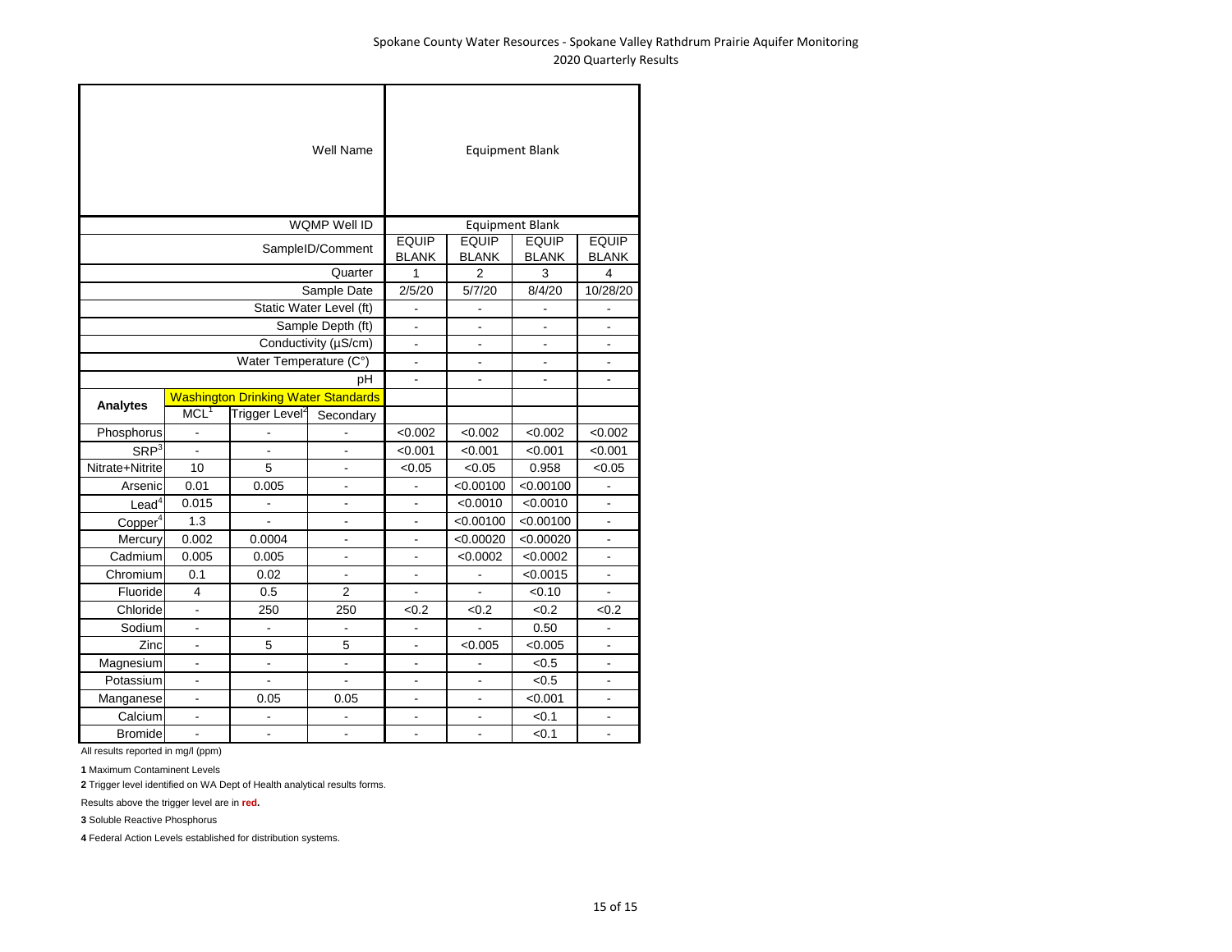# Spokane County Water Resources - Spokane Valley Rathdrum Prairie Aquifer Monitoring
## 2020 Quarterly Results

| | | | Well Name | Equipment Blank | | | |
|---|---|---|---|---|---|---|---|
| | | | WQMP Well ID | Equipment Blank | | | |
| | | | SampleID/Comment | EQUIP BLANK | EQUIP BLANK | EQUIP BLANK | EQUIP BLANK |
| | | | Quarter | 1 | 2 | 3 | 4 |
| | | | Sample Date | 2/5/20 | 5/7/20 | 8/4/20 | 10/28/20 |
| | | | Static Water Level (ft) | - | - | - | - |
| | | | Sample Depth (ft) | - | - | - | - |
| | | | Conductivity (µS/cm) | - | - | - | - |
| | | | Water Temperature (C°) | - | - | - | - |
| | | | pH | - | - | - | - |
| **Analytes** | Washington Drinking Water Standards | | | | | | |
| | MCL[1] | Trigger Level[2] | Secondary | | | | |
| Phosphorus | - | - | - | <0.002 | <0.002 | <0.002 | <0.002 |
| SRP[3] | - | - | - | <0.001 | <0.001 | <0.001 | <0.001 |
| Nitrate+Nitrite | 10 | 5 | - | <0.05 | <0.05 | 0.958 | <0.05 |
| Arsenic | 0.01 | 0.005 | - | - | <0.00100 | <0.00100 | - |
| Lead[4] | 0.015 | - | - | - | <0.0010 | <0.0010 | - |
| Copper[4] | 1.3 | - | - | - | <0.00100 | <0.00100 | - |
| Mercury | 0.002 | 0.0004 | - | - | <0.00020 | <0.00020 | - |
| Cadmium | 0.005 | 0.005 | - | - | <0.0002 | <0.0002 | - |
| Chromium | 0.1 | 0.02 | - | - | - | <0.0015 | - |
| Fluoride | 4 | 0.5 | 2 | - | - | <0.10 | - |
| Chloride | - | 250 | 250 | <0.2 | <0.2 | <0.2 | <0.2 |
| Sodium | - | - | - | - | - | 0.50 | - |
| Zinc | - | 5 | 5 | - | <0.005 | <0.005 | - |
| Magnesium | - | - | - | - | - | <0.5 | - |
| Potassium | - | - | - | - | - | <0.5 | - |
| Manganese | - | 0.05 | 0.05 | - | - | <0.001 | - |
| Calcium | - | - | - | - | - | <0.1 | - |
| Bromide | - | - | - | - | - | <0.1 | - |

All results reported in mg/l (ppm)

**1** Maximum Contaminent Levels

**2** Trigger level identified on WA Dept of Health analytical results forms.

Results above the trigger level are in **red.**

**3** Soluble Reactive Phosphorus

**4** Federal Action Levels established for distribution systems.